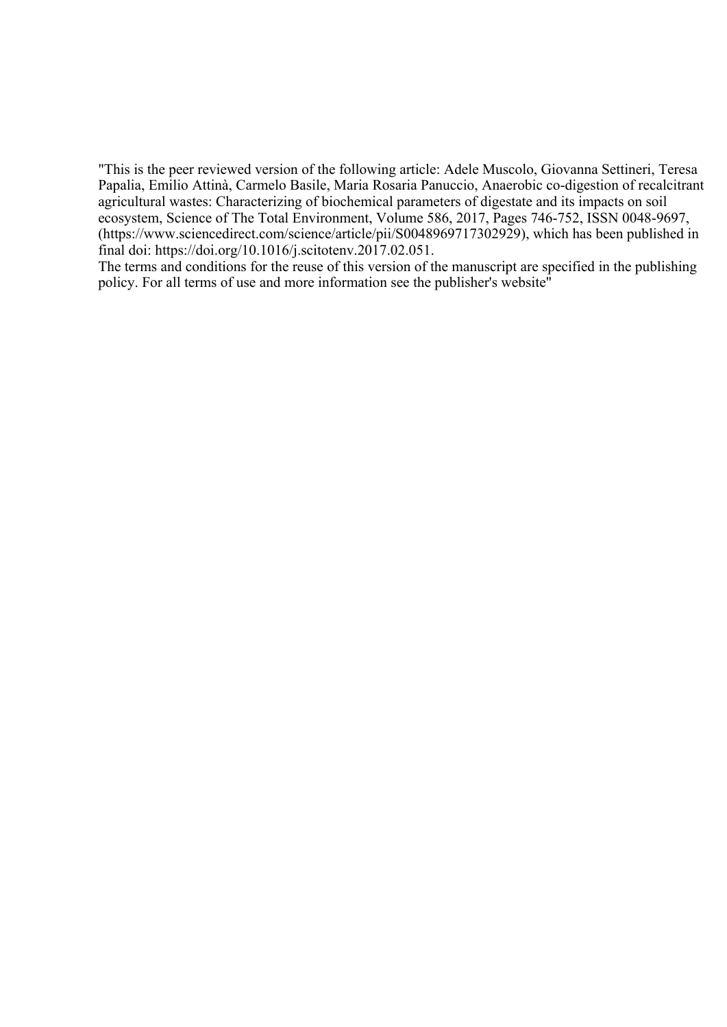"This is the peer reviewed version of the following article: Adele Muscolo, Giovanna Settineri, Teresa Papalia, Emilio Attinà, Carmelo Basile, Maria Rosaria Panuccio, Anaerobic co-digestion of recalcitrant agricultural wastes: Characterizing of biochemical parameters of digestate and its impacts on soil ecosystem, Science of The Total Environment, Volume 586, 2017, Pages 746-752, ISSN 0048-9697, (https://www.sciencedirect.com/science/article/pii/S0048969717302929), which has been published in final doi: https://doi.org/10.1016/j.scitotenv.2017.02.051.
The terms and conditions for the reuse of this version of the manuscript are specified in the publishing policy. For all terms of use and more information see the publisher's website"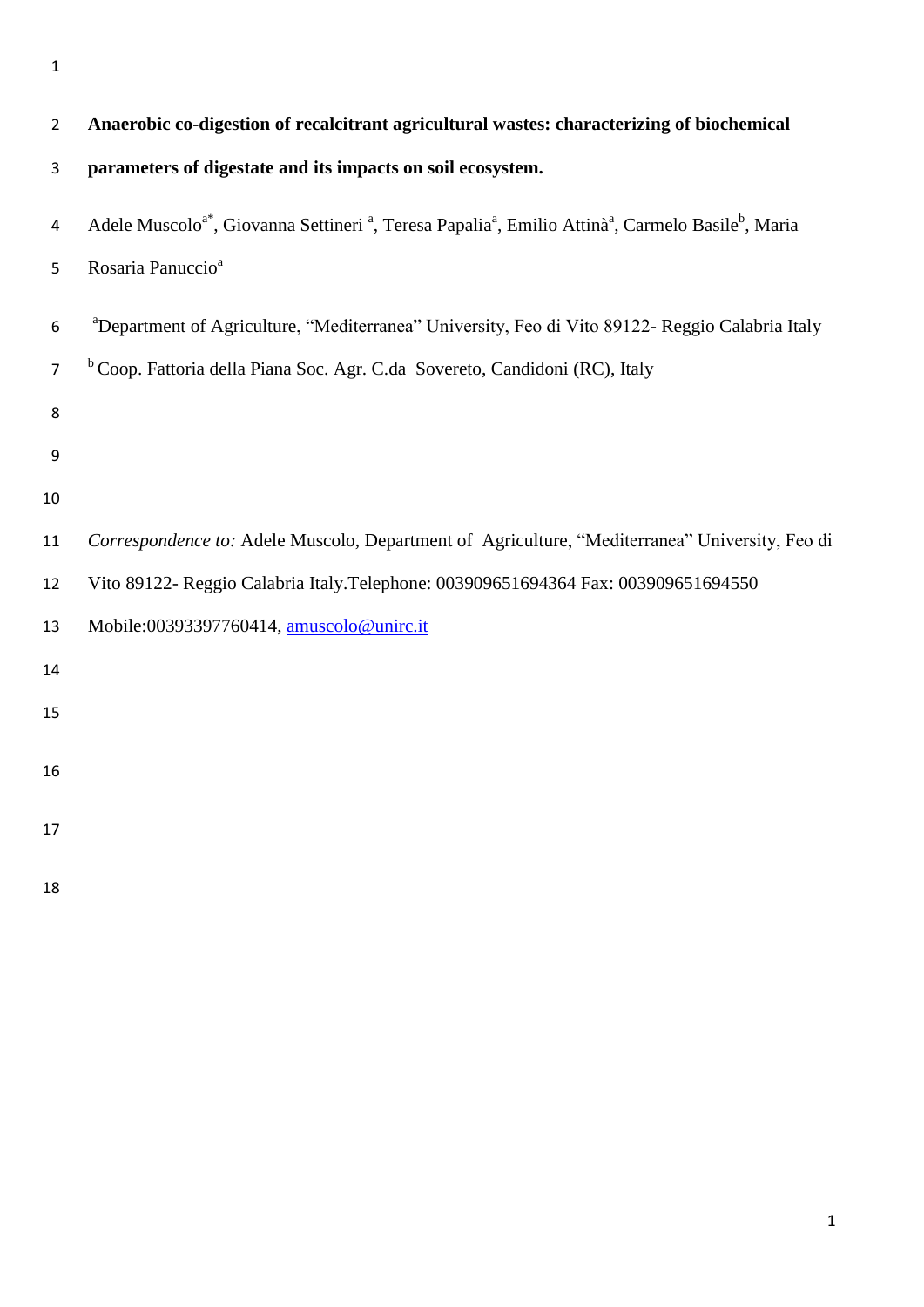# Anaerobic co-digestion of recalcitrant agricultural wastes: characterizing of biochemical parameters of digestate and its impacts on soil ecosystem.

Adele Muscolo[a*], Giovanna Settineri [a], Teresa Papalia[a], Emilio Attinà[a], Carmelo Basile[b], Maria Rosaria Panuccio[a]

[a]Department of Agriculture, "Mediterranea" University, Feo di Vito 89122- Reggio Calabria Italy

[b] Coop. Fattoria della Piana Soc. Agr. C.da Sovereto, Candidoni (RC), Italy

*Correspondence to:* Adele Muscolo, Department of Agriculture, "Mediterranea" University, Feo di Vito 89122- Reggio Calabria Italy.Telephone: 003909651694364 Fax: 003909651694550 Mobile:00393397760414, amuscolo@unirc.it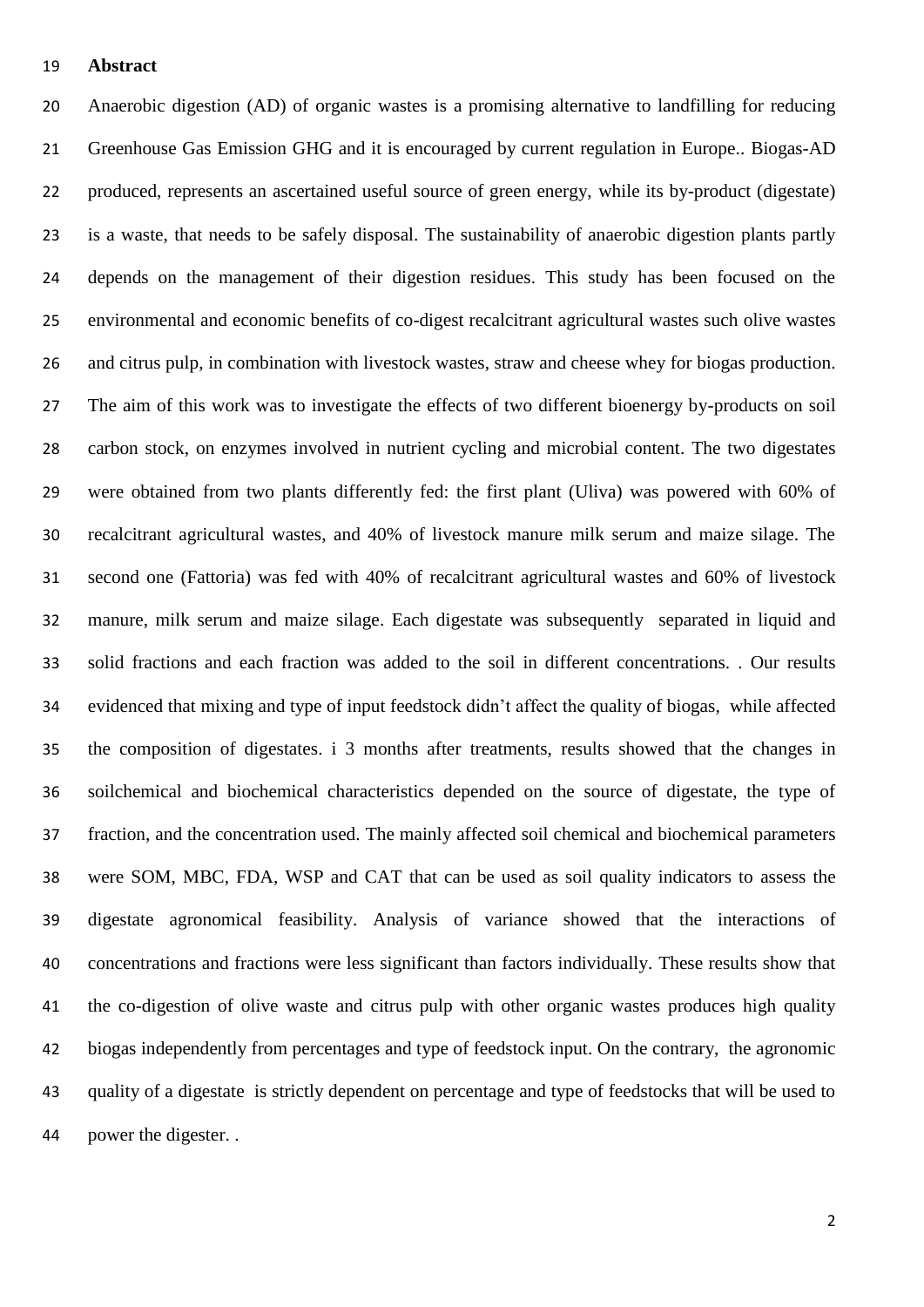## Abstract

Anaerobic digestion (AD) of organic wastes is a promising alternative to landfilling for reducing Greenhouse Gas Emission GHG and it is encouraged by current regulation in Europe.. Biogas-AD produced, represents an ascertained useful source of green energy, while its by-product (digestate) is a waste, that needs to be safely disposal. The sustainability of anaerobic digestion plants partly depends on the management of their digestion residues. This study has been focused on the environmental and economic benefits of co-digest recalcitrant agricultural wastes such olive wastes and citrus pulp, in combination with livestock wastes, straw and cheese whey for biogas production. The aim of this work was to investigate the effects of two different bioenergy by-products on soil carbon stock, on enzymes involved in nutrient cycling and microbial content. The two digestates were obtained from two plants differently fed: the first plant (Uliva) was powered with 60% of recalcitrant agricultural wastes, and 40% of livestock manure milk serum and maize silage. The second one (Fattoria) was fed with 40% of recalcitrant agricultural wastes and 60% of livestock manure, milk serum and maize silage. Each digestate was subsequently separated in liquid and solid fractions and each fraction was added to the soil in different concentrations. . Our results evidenced that mixing and type of input feedstock didn't affect the quality of biogas, while affected the composition of digestates. i 3 months after treatments, results showed that the changes in soilchemical and biochemical characteristics depended on the source of digestate, the type of fraction, and the concentration used. The mainly affected soil chemical and biochemical parameters were SOM, MBC, FDA, WSP and CAT that can be used as soil quality indicators to assess the digestate agronomical feasibility. Analysis of variance showed that the interactions of concentrations and fractions were less significant than factors individually. These results show that the co-digestion of olive waste and citrus pulp with other organic wastes produces high quality biogas independently from percentages and type of feedstock input. On the contrary, the agronomic quality of a digestate is strictly dependent on percentage and type of feedstocks that will be used to power the digester. .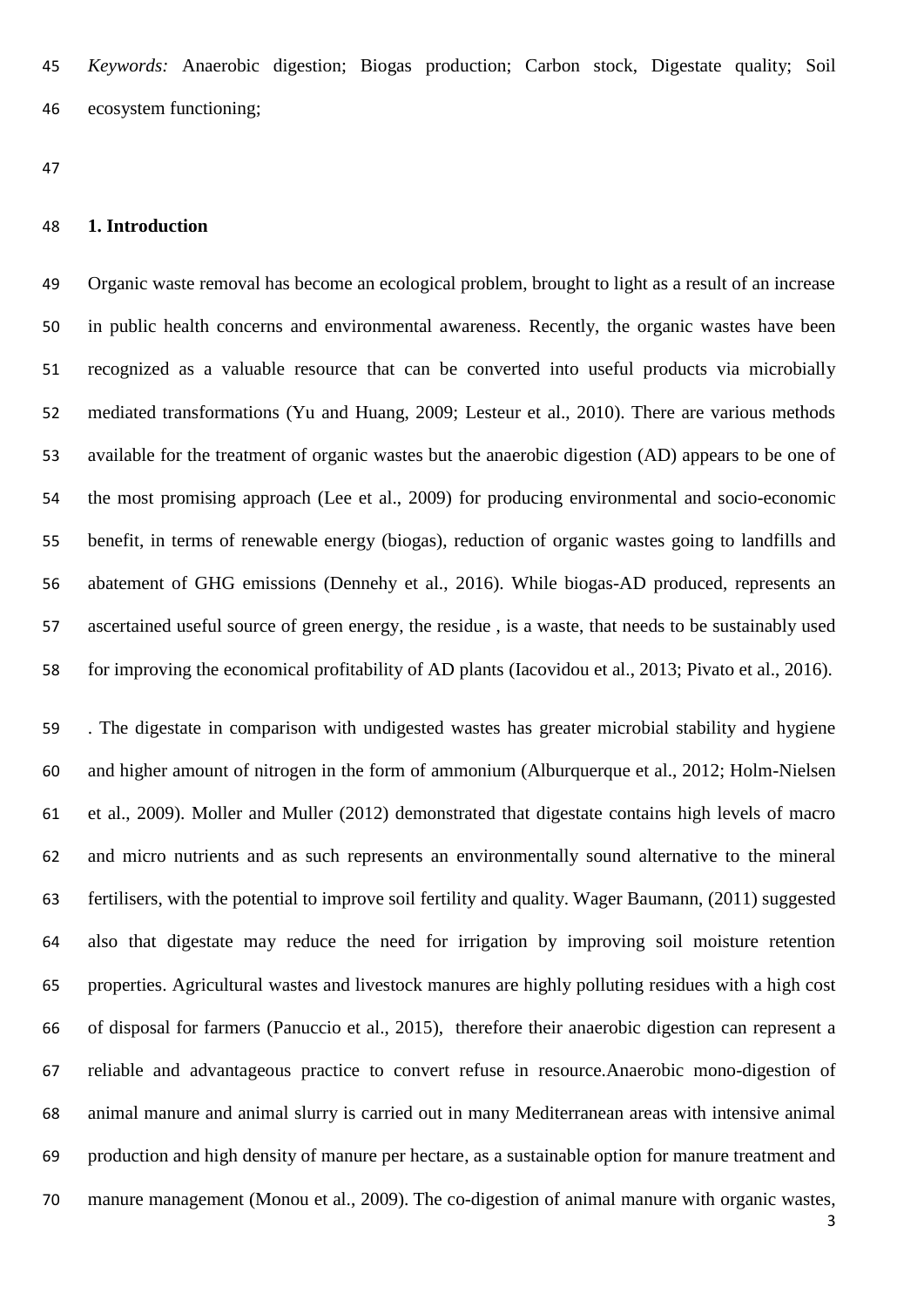*Keywords:* Anaerobic digestion; Biogas production; Carbon stock, Digestate quality; Soil ecosystem functioning;

## 1. Introduction

Organic waste removal has become an ecological problem, brought to light as a result of an increase in public health concerns and environmental awareness. Recently, the organic wastes have been recognized as a valuable resource that can be converted into useful products via microbially mediated transformations (Yu and Huang, 2009; Lesteur et al., 2010). There are various methods available for the treatment of organic wastes but the anaerobic digestion (AD) appears to be one of the most promising approach (Lee et al., 2009) for producing environmental and socio-economic benefit, in terms of renewable energy (biogas), reduction of organic wastes going to landfills and abatement of GHG emissions (Dennehy et al., 2016). While biogas-AD produced, represents an ascertained useful source of green energy, the residue , is a waste, that needs to be sustainably used for improving the economical profitability of AD plants (Iacovidou et al., 2013; Pivato et al., 2016).

. The digestate in comparison with undigested wastes has greater microbial stability and hygiene and higher amount of nitrogen in the form of ammonium (Alburquerque et al., 2012; Holm-Nielsen et al., 2009). Moller and Muller (2012) demonstrated that digestate contains high levels of macro and micro nutrients and as such represents an environmentally sound alternative to the mineral fertilisers, with the potential to improve soil fertility and quality. Wager Baumann, (2011) suggested also that digestate may reduce the need for irrigation by improving soil moisture retention properties. Agricultural wastes and livestock manures are highly polluting residues with a high cost of disposal for farmers (Panuccio et al., 2015), therefore their anaerobic digestion can represent a reliable and advantageous practice to convert refuse in resource.Anaerobic mono-digestion of animal manure and animal slurry is carried out in many Mediterranean areas with intensive animal production and high density of manure per hectare, as a sustainable option for manure treatment and manure management (Monou et al., 2009). The co-digestion of animal manure with organic wastes,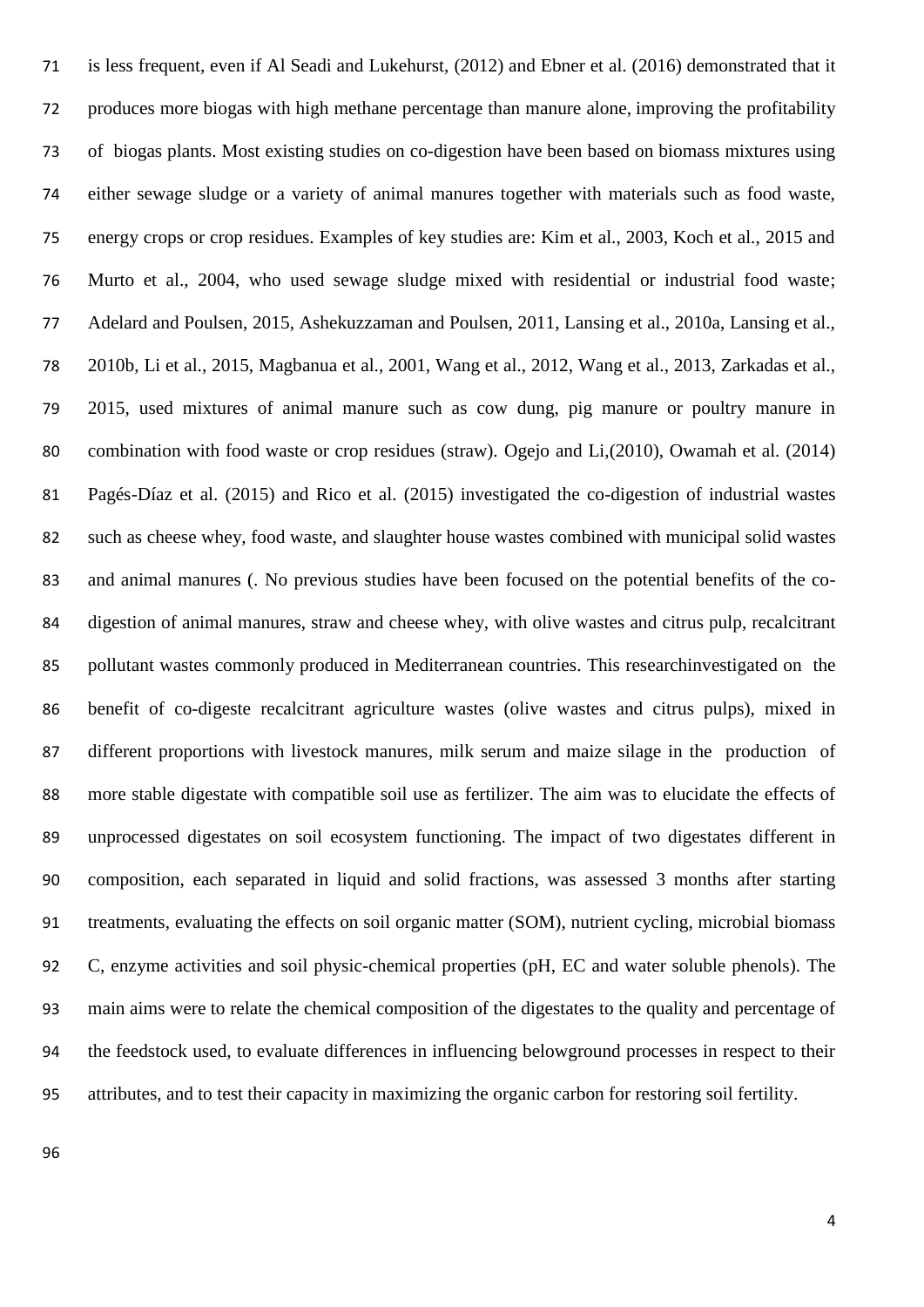is less frequent, even if Al Seadi and Lukehurst, (2012) and Ebner et al. (2016) demonstrated that it produces more biogas with high methane percentage than manure alone, improving the profitability of biogas plants. Most existing studies on co-digestion have been based on biomass mixtures using either sewage sludge or a variety of animal manures together with materials such as food waste, energy crops or crop residues. Examples of key studies are: Kim et al., 2003, Koch et al., 2015 and Murto et al., 2004, who used sewage sludge mixed with residential or industrial food waste; Adelard and Poulsen, 2015, Ashekuzzaman and Poulsen, 2011, Lansing et al., 2010a, Lansing et al., 2010b, Li et al., 2015, Magbanua et al., 2001, Wang et al., 2012, Wang et al., 2013, Zarkadas et al., 2015, used mixtures of animal manure such as cow dung, pig manure or poultry manure in combination with food waste or crop residues (straw). Ogejo and Li,(2010), Owamah et al. (2014) Pagés-Díaz et al. (2015) and Rico et al. (2015) investigated the co-digestion of industrial wastes such as cheese whey, food waste, and slaughter house wastes combined with municipal solid wastes and animal manures (. No previous studies have been focused on the potential benefits of the co-digestion of animal manures, straw and cheese whey, with olive wastes and citrus pulp, recalcitrant pollutant wastes commonly produced in Mediterranean countries. This researchinvestigated on the benefit of co-digeste recalcitrant agriculture wastes (olive wastes and citrus pulps), mixed in different proportions with livestock manures, milk serum and maize silage in the production of more stable digestate with compatible soil use as fertilizer. The aim was to elucidate the effects of unprocessed digestates on soil ecosystem functioning. The impact of two digestates different in composition, each separated in liquid and solid fractions, was assessed 3 months after starting treatments, evaluating the effects on soil organic matter (SOM), nutrient cycling, microbial biomass C, enzyme activities and soil physic-chemical properties (pH, EC and water soluble phenols). The main aims were to relate the chemical composition of the digestates to the quality and percentage of the feedstock used, to evaluate differences in influencing belowground processes in respect to their attributes, and to test their capacity in maximizing the organic carbon for restoring soil fertility.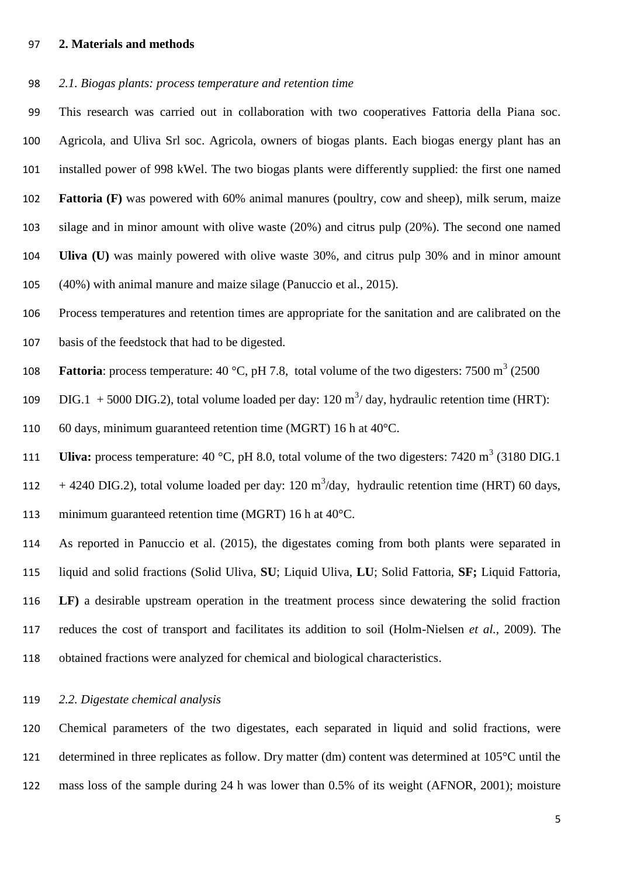## 2. Materials and methods

### *2.1. Biogas plants: process temperature and retention time*

This research was carried out in collaboration with two cooperatives Fattoria della Piana soc. Agricola, and Uliva Srl soc. Agricola, owners of biogas plants. Each biogas energy plant has an installed power of 998 kWel. The two biogas plants were differently supplied: the first one named **Fattoria (F)** was powered with 60% animal manures (poultry, cow and sheep), milk serum, maize silage and in minor amount with olive waste (20%) and citrus pulp (20%). The second one named **Uliva (U)** was mainly powered with olive waste 30%, and citrus pulp 30% and in minor amount (40%) with animal manure and maize silage (Panuccio et al., 2015).

Process temperatures and retention times are appropriate for the sanitation and are calibrated on the basis of the feedstock that had to be digested.

**Fattoria**: process temperature: 40 °C, pH 7.8, total volume of the two digesters: 7500 $m^3$ (2500 DIG.1 + 5000 DIG.2), total volume loaded per day: 120 $m^3$/ day, hydraulic retention time (HRT): 60 days, minimum guaranteed retention time (MGRT) 16 h at 40°C.

**Uliva:** process temperature: 40 °C, pH 8.0, total volume of the two digesters: 7420 $m^3$ (3180 DIG.1 + 4240 DIG.2), total volume loaded per day: 120 $m^3$/day, hydraulic retention time (HRT) 60 days, minimum guaranteed retention time (MGRT) 16 h at 40°C.

As reported in Panuccio et al. (2015), the digestates coming from both plants were separated in liquid and solid fractions (Solid Uliva, **SU**; Liquid Uliva, **LU**; Solid Fattoria, **SF;** Liquid Fattoria, **LF)** a desirable upstream operation in the treatment process since dewatering the solid fraction reduces the cost of transport and facilitates its addition to soil (Holm-Nielsen *et al.*, 2009). The obtained fractions were analyzed for chemical and biological characteristics.

### *2.2. Digestate chemical analysis*

Chemical parameters of the two digestates, each separated in liquid and solid fractions, were determined in three replicates as follow. Dry matter (dm) content was determined at 105°C until the mass loss of the sample during 24 h was lower than 0.5% of its weight (AFNOR, 2001); moisture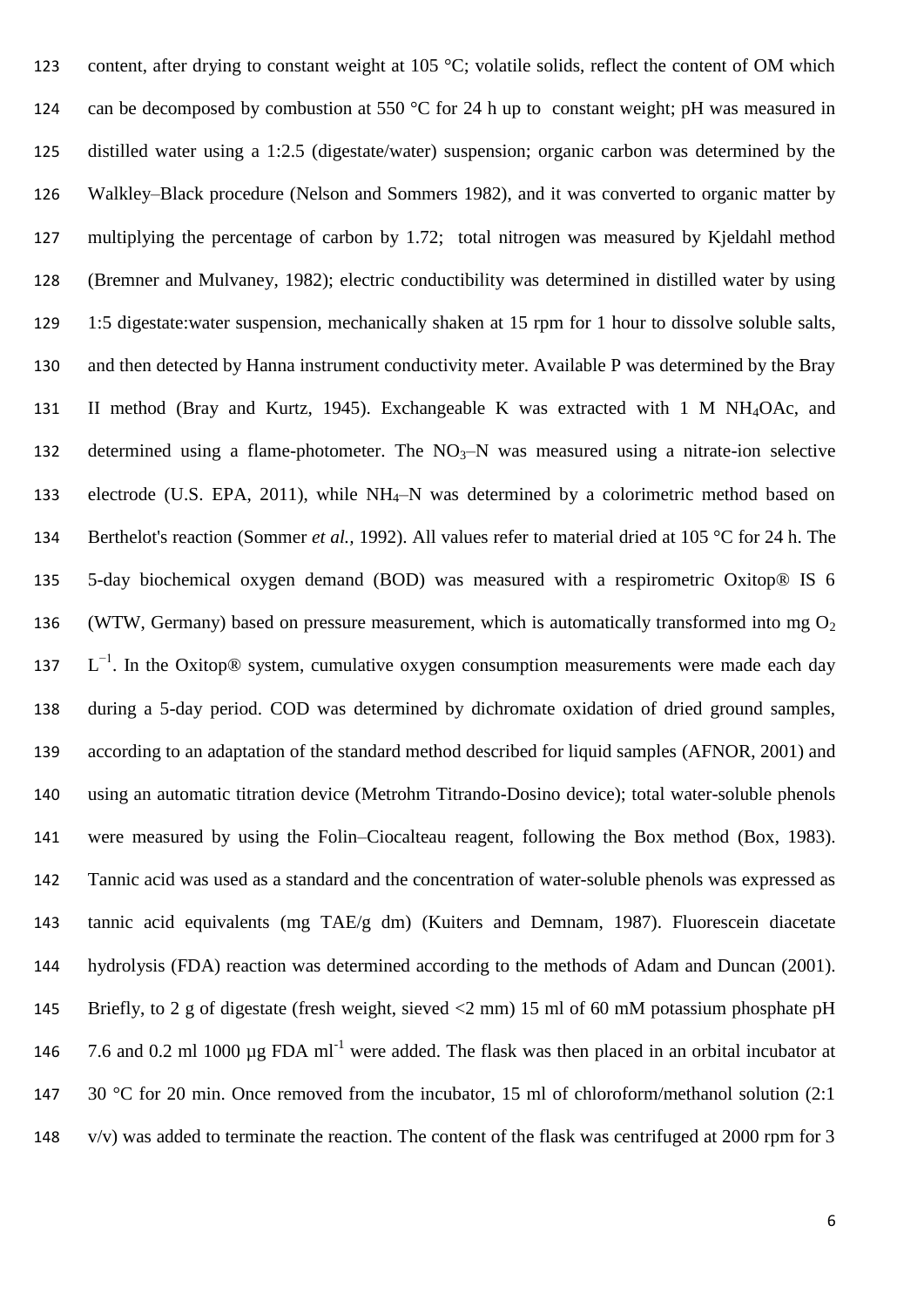content, after drying to constant weight at 105 °C; volatile solids, reflect the content of OM which can be decomposed by combustion at 550 °C for 24 h up to constant weight; pH was measured in distilled water using a 1:2.5 (digestate/water) suspension; organic carbon was determined by the Walkley–Black procedure (Nelson and Sommers 1982), and it was converted to organic matter by multiplying the percentage of carbon by 1.72; total nitrogen was measured by Kjeldahl method (Bremner and Mulvaney, 1982); electric conductibility was determined in distilled water by using 1:5 digestate:water suspension, mechanically shaken at 15 rpm for 1 hour to dissolve soluble salts, and then detected by Hanna instrument conductivity meter. Available P was determined by the Bray II method (Bray and Kurtz, 1945). Exchangeable K was extracted with 1 M $NH_4OAc$, and determined using a flame-photometer. The $NO_3$–N was measured using a nitrate-ion selective electrode (U.S. EPA, 2011), while $NH_4$–N was determined by a colorimetric method based on Berthelot's reaction (Sommer *et al.,* 1992). All values refer to material dried at 105 °C for 24 h. The 5-day biochemical oxygen demand (BOD) was measured with a respirometric Oxitop® IS 6 (WTW, Germany) based on pressure measurement, which is automatically transformed into mg $O_2$ $L^{-1}$. In the Oxitop® system, cumulative oxygen consumption measurements were made each day during a 5-day period. COD was determined by dichromate oxidation of dried ground samples, according to an adaptation of the standard method described for liquid samples (AFNOR, 2001) and using an automatic titration device (Metrohm Titrando-Dosino device); total water-soluble phenols were measured by using the Folin–Ciocalteau reagent, following the Box method (Box, 1983). Tannic acid was used as a standard and the concentration of water-soluble phenols was expressed as tannic acid equivalents (mg TAE/g dm) (Kuiters and Demnam, 1987). Fluorescein diacetate hydrolysis (FDA) reaction was determined according to the methods of Adam and Duncan (2001). Briefly, to 2 g of digestate (fresh weight, sieved <2 mm) 15 ml of 60 mM potassium phosphate pH 7.6 and 0.2 ml 1000 µg FDA $ml^{-1}$ were added. The flask was then placed in an orbital incubator at 30 °C for 20 min. Once removed from the incubator, 15 ml of chloroform/methanol solution (2:1 v/v) was added to terminate the reaction. The content of the flask was centrifuged at 2000 rpm for 3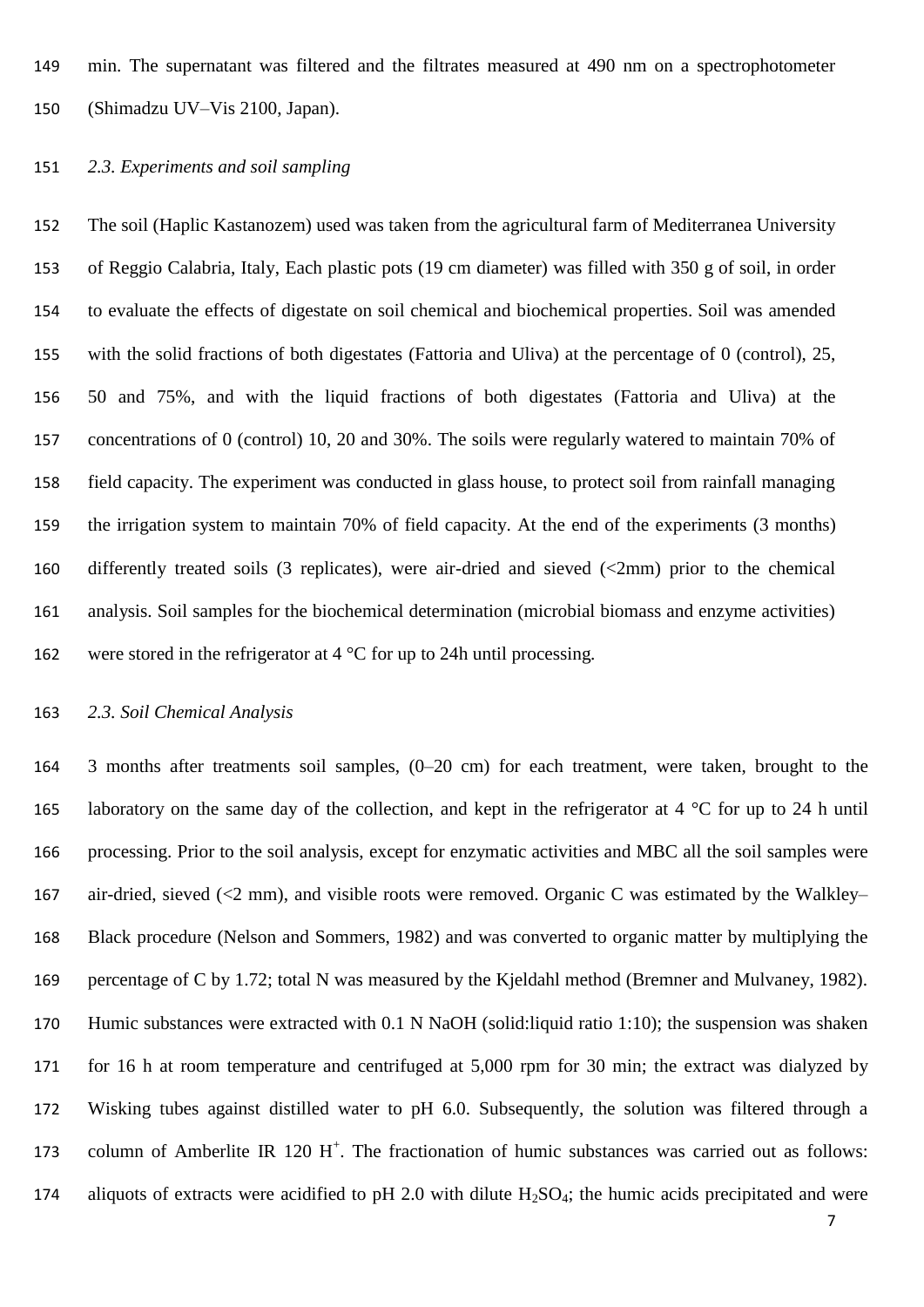min. The supernatant was filtered and the filtrates measured at 490 nm on a spectrophotometer (Shimadzu UV–Vis 2100, Japan).

### *2.3. Experiments and soil sampling*

The soil (Haplic Kastanozem) used was taken from the agricultural farm of Mediterranea University of Reggio Calabria, Italy, Each plastic pots (19 cm diameter) was filled with 350 g of soil, in order to evaluate the effects of digestate on soil chemical and biochemical properties. Soil was amended with the solid fractions of both digestates (Fattoria and Uliva) at the percentage of 0 (control), 25, 50 and 75%, and with the liquid fractions of both digestates (Fattoria and Uliva) at the concentrations of 0 (control) 10, 20 and 30%. The soils were regularly watered to maintain 70% of field capacity. The experiment was conducted in glass house, to protect soil from rainfall managing the irrigation system to maintain 70% of field capacity. At the end of the experiments (3 months) differently treated soils (3 replicates), were air-dried and sieved (<2mm) prior to the chemical analysis. Soil samples for the biochemical determination (microbial biomass and enzyme activities) were stored in the refrigerator at 4 °C for up to 24h until processing.

### *2.3. Soil Chemical Analysis*

3 months after treatments soil samples, (0–20 cm) for each treatment, were taken, brought to the laboratory on the same day of the collection, and kept in the refrigerator at 4 °C for up to 24 h until processing. Prior to the soil analysis, except for enzymatic activities and MBC all the soil samples were air-dried, sieved (<2 mm), and visible roots were removed. Organic C was estimated by the Walkley–Black procedure (Nelson and Sommers, 1982) and was converted to organic matter by multiplying the percentage of C by 1.72; total N was measured by the Kjeldahl method (Bremner and Mulvaney, 1982). Humic substances were extracted with 0.1 N NaOH (solid:liquid ratio 1:10); the suspension was shaken for 16 h at room temperature and centrifuged at 5,000 rpm for 30 min; the extract was dialyzed by Wisking tubes against distilled water to pH 6.0. Subsequently, the solution was filtered through a column of Amberlite IR 120 $H^+$. The fractionation of humic substances was carried out as follows: aliquots of extracts were acidified to pH 2.0 with dilute $H_2SO_4$; the humic acids precipitated and were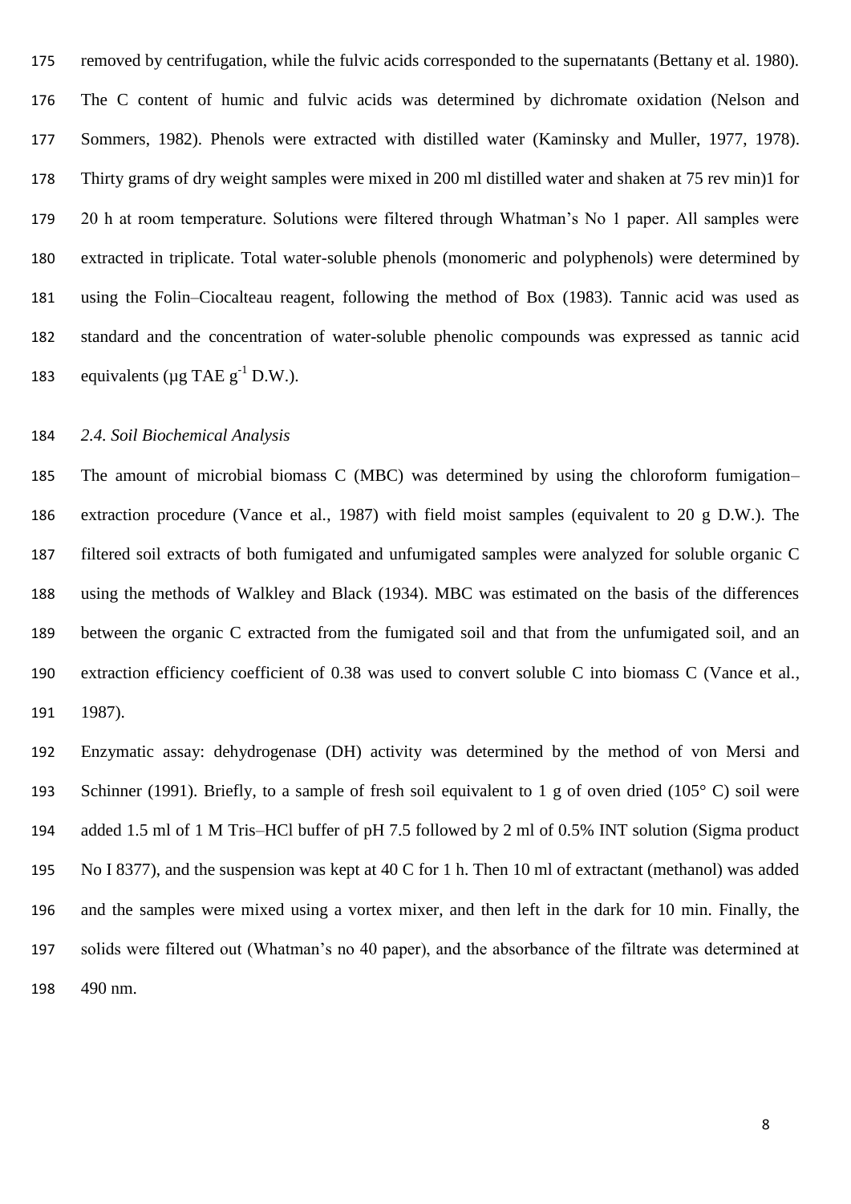removed by centrifugation, while the fulvic acids corresponded to the supernatants (Bettany et al. 1980). The C content of humic and fulvic acids was determined by dichromate oxidation (Nelson and Sommers, 1982). Phenols were extracted with distilled water (Kaminsky and Muller, 1977, 1978). Thirty grams of dry weight samples were mixed in 200 ml distilled water and shaken at 75 rev min)1 for 20 h at room temperature. Solutions were filtered through Whatman's No 1 paper. All samples were extracted in triplicate. Total water-soluble phenols (monomeric and polyphenols) were determined by using the Folin–Ciocalteau reagent, following the method of Box (1983). Tannic acid was used as standard and the concentration of water-soluble phenolic compounds was expressed as tannic acid equivalents (µg TAE $g^{-1}$ D.W.).

*2.4. Soil Biochemical Analysis*

The amount of microbial biomass C (MBC) was determined by using the chloroform fumigation–extraction procedure (Vance et al., 1987) with field moist samples (equivalent to 20 g D.W.). The filtered soil extracts of both fumigated and unfumigated samples were analyzed for soluble organic C using the methods of Walkley and Black (1934). MBC was estimated on the basis of the differences between the organic C extracted from the fumigated soil and that from the unfumigated soil, and an extraction efficiency coefficient of 0.38 was used to convert soluble C into biomass C (Vance et al., 1987).

Enzymatic assay: dehydrogenase (DH) activity was determined by the method of von Mersi and Schinner (1991). Briefly, to a sample of fresh soil equivalent to 1 g of oven dried (105° C) soil were added 1.5 ml of 1 M Tris–HCl buffer of pH 7.5 followed by 2 ml of 0.5% INT solution (Sigma product No I 8377), and the suspension was kept at 40 C for 1 h. Then 10 ml of extractant (methanol) was added and the samples were mixed using a vortex mixer, and then left in the dark for 10 min. Finally, the solids were filtered out (Whatman's no 40 paper), and the absorbance of the filtrate was determined at 490 nm.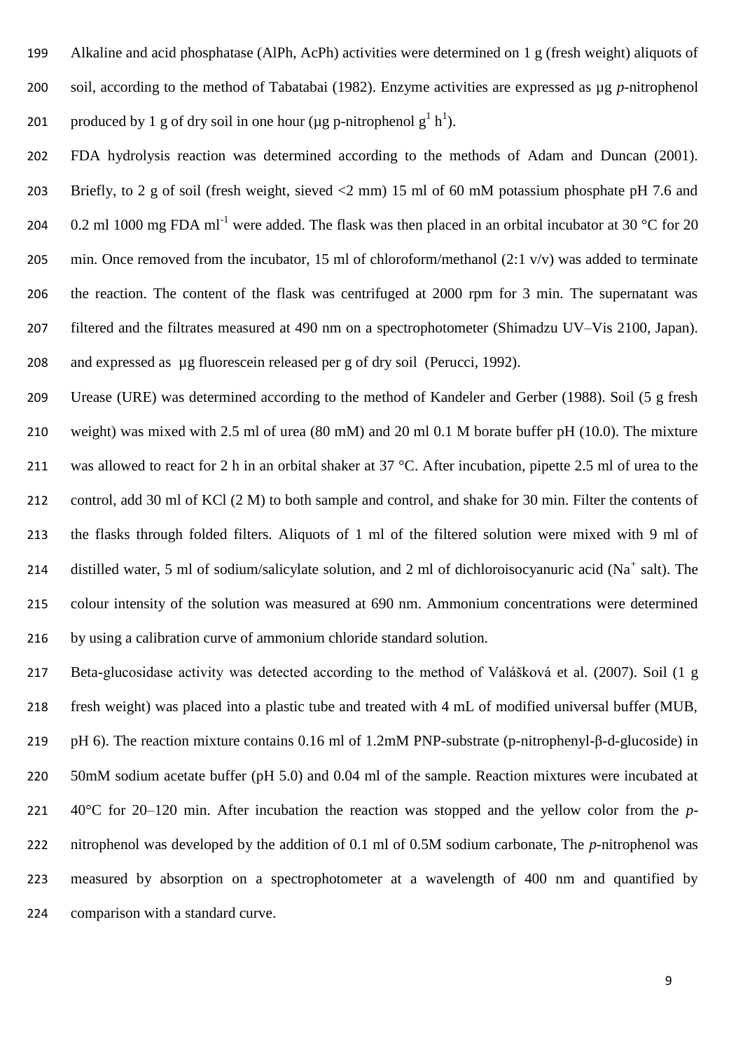Alkaline and acid phosphatase (AlPh, AcPh) activities were determined on 1 g (fresh weight) aliquots of soil, according to the method of Tabatabai (1982). Enzyme activities are expressed as µg *p*-nitrophenol produced by 1 g of dry soil in one hour (µg p-nitrophenol $g^1$ $h^1$).

FDA hydrolysis reaction was determined according to the methods of Adam and Duncan (2001). Briefly, to 2 g of soil (fresh weight, sieved <2 mm) 15 ml of 60 mM potassium phosphate pH 7.6 and 0.2 ml 1000 mg FDA $ml^{-1}$ were added. The flask was then placed in an orbital incubator at 30 °C for 20 min. Once removed from the incubator, 15 ml of chloroform/methanol (2:1 v/v) was added to terminate the reaction. The content of the flask was centrifuged at 2000 rpm for 3 min. The supernatant was filtered and the filtrates measured at 490 nm on a spectrophotometer (Shimadzu UV–Vis 2100, Japan). and expressed as µg fluorescein released per g of dry soil (Perucci, 1992).

Urease (URE) was determined according to the method of Kandeler and Gerber (1988). Soil (5 g fresh weight) was mixed with 2.5 ml of urea (80 mM) and 20 ml 0.1 M borate buffer pH (10.0). The mixture was allowed to react for 2 h in an orbital shaker at 37 °C. After incubation, pipette 2.5 ml of urea to the control, add 30 ml of KCl (2 M) to both sample and control, and shake for 30 min. Filter the contents of the flasks through folded filters. Aliquots of 1 ml of the filtered solution were mixed with 9 ml of distilled water, 5 ml of sodium/salicylate solution, and 2 ml of dichloroisocyanuric acid ($Na^+$ salt). The colour intensity of the solution was measured at 690 nm. Ammonium concentrations were determined by using a calibration curve of ammonium chloride standard solution.

Beta-glucosidase activity was detected according to the method of Valášková et al. (2007). Soil (1 g fresh weight) was placed into a plastic tube and treated with 4 mL of modified universal buffer (MUB, pH 6). The reaction mixture contains 0.16 ml of 1.2mM PNP-substrate (p-nitrophenyl-β-d-glucoside) in 50mM sodium acetate buffer (pH 5.0) and 0.04 ml of the sample. Reaction mixtures were incubated at 40°C for 20–120 min. After incubation the reaction was stopped and the yellow color from the *p*-nitrophenol was developed by the addition of 0.1 ml of 0.5M sodium carbonate, The *p*-nitrophenol was measured by absorption on a spectrophotometer at a wavelength of 400 nm and quantified by comparison with a standard curve.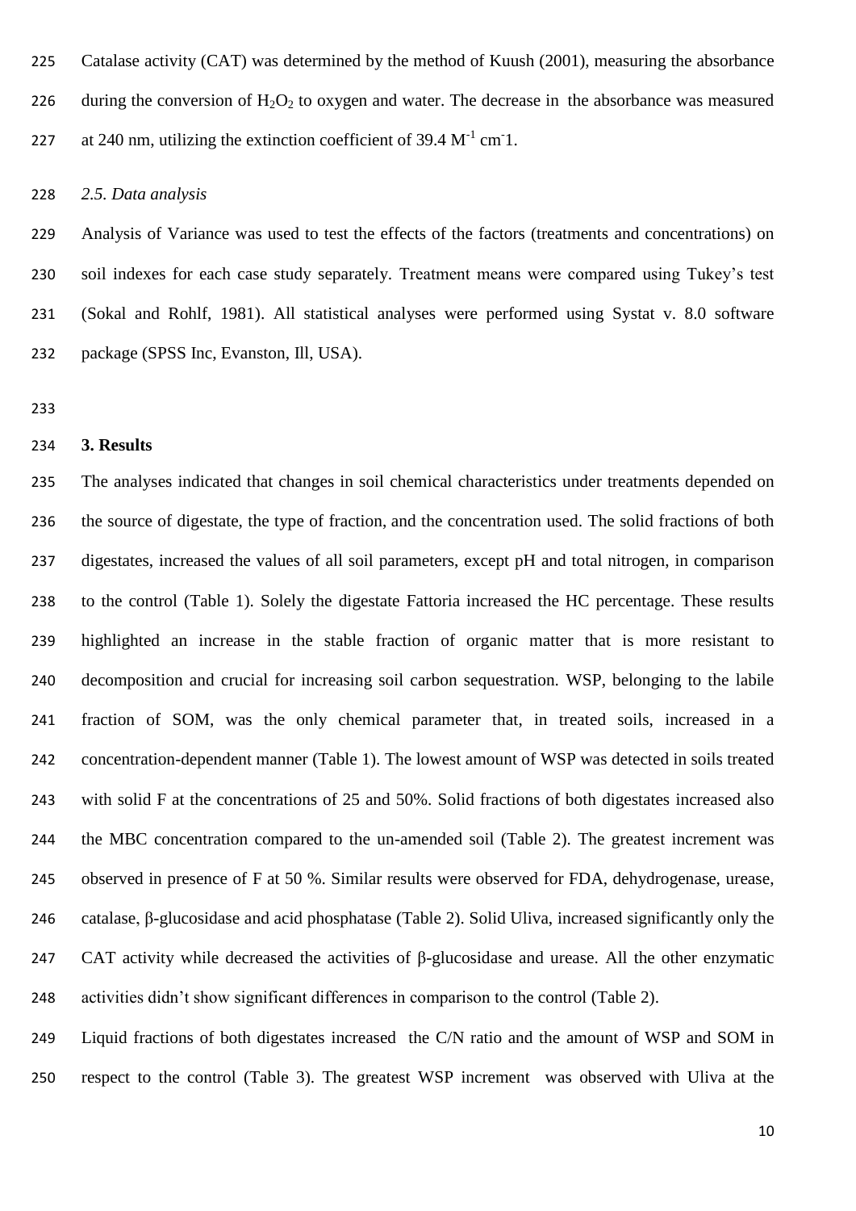Catalase activity (CAT) was determined by the method of Kuush (2001), measuring the absorbance during the conversion of $H_2O_2$ to oxygen and water. The decrease in the absorbance was measured at 240 nm, utilizing the extinction coefficient of 39.4 $M^{-1}$ $cm^{-}1$.

*2.5. Data analysis*

Analysis of Variance was used to test the effects of the factors (treatments and concentrations) on soil indexes for each case study separately. Treatment means were compared using Tukey's test (Sokal and Rohlf, 1981). All statistical analyses were performed using Systat v. 8.0 software package (SPSS Inc, Evanston, Ill, USA).

**3. Results**

The analyses indicated that changes in soil chemical characteristics under treatments depended on the source of digestate, the type of fraction, and the concentration used. The solid fractions of both digestates, increased the values of all soil parameters, except pH and total nitrogen, in comparison to the control (Table 1). Solely the digestate Fattoria increased the HC percentage. These results highlighted an increase in the stable fraction of organic matter that is more resistant to decomposition and crucial for increasing soil carbon sequestration. WSP, belonging to the labile fraction of SOM, was the only chemical parameter that, in treated soils, increased in a concentration-dependent manner (Table 1). The lowest amount of WSP was detected in soils treated with solid F at the concentrations of 25 and 50%. Solid fractions of both digestates increased also the MBC concentration compared to the un-amended soil (Table 2). The greatest increment was observed in presence of F at 50 %. Similar results were observed for FDA, dehydrogenase, urease, catalase, β-glucosidase and acid phosphatase (Table 2). Solid Uliva, increased significantly only the CAT activity while decreased the activities of β-glucosidase and urease. All the other enzymatic activities didn't show significant differences in comparison to the control (Table 2).

Liquid fractions of both digestates increased the C/N ratio and the amount of WSP and SOM in respect to the control (Table 3). The greatest WSP increment was observed with Uliva at the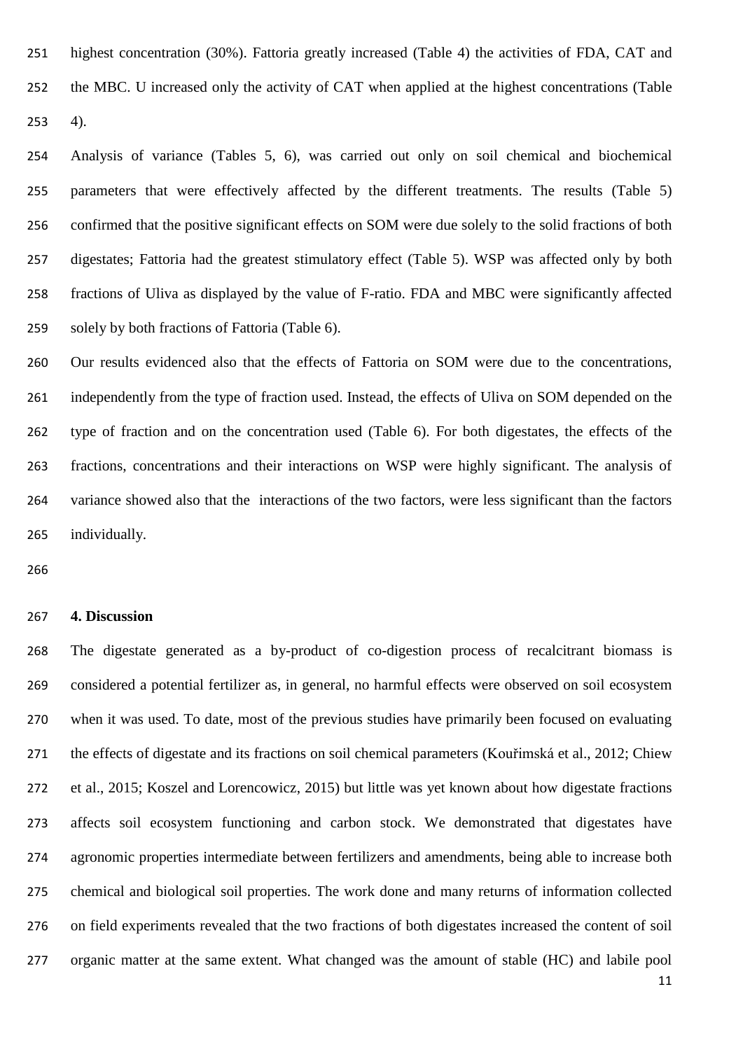highest concentration (30%). Fattoria greatly increased (Table 4) the activities of FDA, CAT and the MBC. U increased only the activity of CAT when applied at the highest concentrations (Table 4).

Analysis of variance (Tables 5, 6), was carried out only on soil chemical and biochemical parameters that were effectively affected by the different treatments. The results (Table 5) confirmed that the positive significant effects on SOM were due solely to the solid fractions of both digestates; Fattoria had the greatest stimulatory effect (Table 5). WSP was affected only by both fractions of Uliva as displayed by the value of F-ratio. FDA and MBC were significantly affected solely by both fractions of Fattoria (Table 6).

Our results evidenced also that the effects of Fattoria on SOM were due to the concentrations, independently from the type of fraction used. Instead, the effects of Uliva on SOM depended on the type of fraction and on the concentration used (Table 6). For both digestates, the effects of the fractions, concentrations and their interactions on WSP were highly significant. The analysis of variance showed also that the interactions of the two factors, were less significant than the factors individually.

## 4. Discussion

The digestate generated as a by-product of co-digestion process of recalcitrant biomass is considered a potential fertilizer as, in general, no harmful effects were observed on soil ecosystem when it was used. To date, most of the previous studies have primarily been focused on evaluating the effects of digestate and its fractions on soil chemical parameters (Kouřimská et al., 2012; Chiew et al., 2015; Koszel and Lorencowicz, 2015) but little was yet known about how digestate fractions affects soil ecosystem functioning and carbon stock. We demonstrated that digestates have agronomic properties intermediate between fertilizers and amendments, being able to increase both chemical and biological soil properties. The work done and many returns of information collected on field experiments revealed that the two fractions of both digestates increased the content of soil organic matter at the same extent. What changed was the amount of stable (HC) and labile pool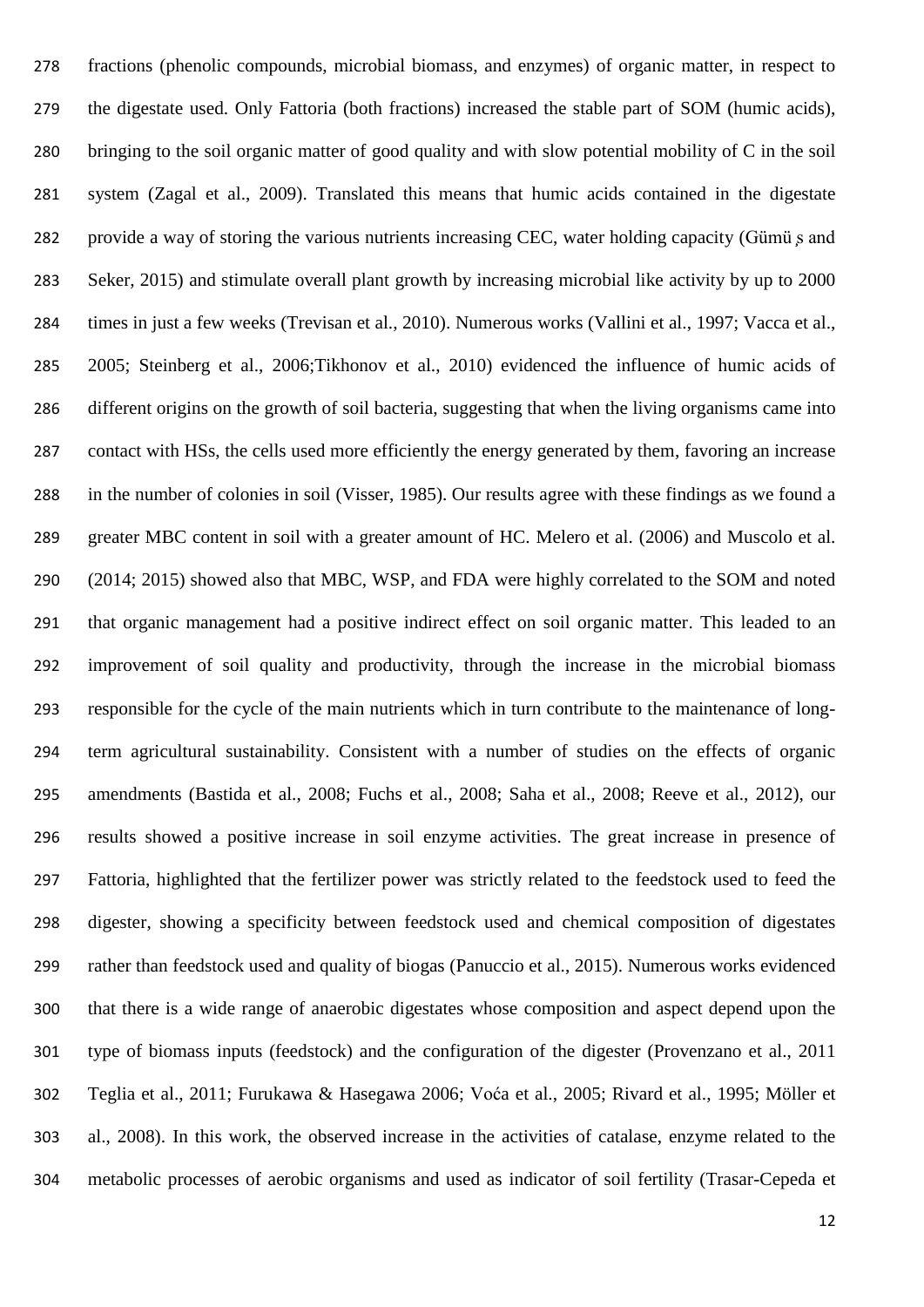fractions (phenolic compoundss, microbial biomass, and enzymes) of organic matter, in respect to the digestate used. Only Fattoria (both fractions) increased the stable part of SOM (humic acids), bringing to the soil organic matter of good quality and with slow potential mobility of C in the soil system (Zagal et al., 2009). Translated this means that humic acids contained in the digestate provide a way of storing the various nutrients increasing CEC, water holding capacity (Gümü ş and Seker, 2015) and stimulate overall plant growth by increasing microbial like activity by up to 2000 times in just a few weeks (Trevisan et al., 2010). Numerous works (Vallini et al., 1997; Vacca et al., 2005; Steinberg et al., 2006;Tikhonov et al., 2010) evidenced the influence of humic acids of different origins on the growth of soil bacteria, suggesting that when the living organisms came into contact with HSs, the cells used more efficiently the energy generated by them, favoring an increase in the number of colonies in soil (Visser, 1985). Our results agree with these findings as we found a greater MBC content in soil with a greater amount of HC. Melero et al. (2006) and Muscolo et al. (2014; 2015) showed also that MBC, WSP, and FDA were highly correlated to the SOM and noted that organic management had a positive indirect effect on soil organic matter. This leaded to an improvement of soil quality and productivity, through the increase in the microbial biomass responsible for the cycle of the main nutrients which in turn contribute to the maintenance of long-term agricultural sustainability. Consistent with a number of studies on the effects of organic amendments (Bastida et al., 2008; Fuchs et al., 2008; Saha et al., 2008; Reeve et al., 2012), our results showed a positive increase in soil enzyme activities. The great increase in presence of Fattoria, highlighted that the fertilizer power was strictly related to the feedstock used to feed the digester, showing a specificity between feedstock used and chemical composition of digestates rather than feedstock used and quality of biogas (Panuccio et al., 2015). Numerous works evidenced that there is a wide range of anaerobic digestates whose composition and aspect depend upon the type of biomass inputs (feedstock) and the configuration of the digester (Provenzano et al., 2011 Teglia et al., 2011; Furukawa & Hasegawa 2006; Voća et al., 2005; Rivard et al., 1995; Möller et al., 2008). In this work, the observed increase in the activities of catalase, enzyme related to the metabolic processes of aerobic organisms and used as indicator of soil fertility (Trasar-Cepeda et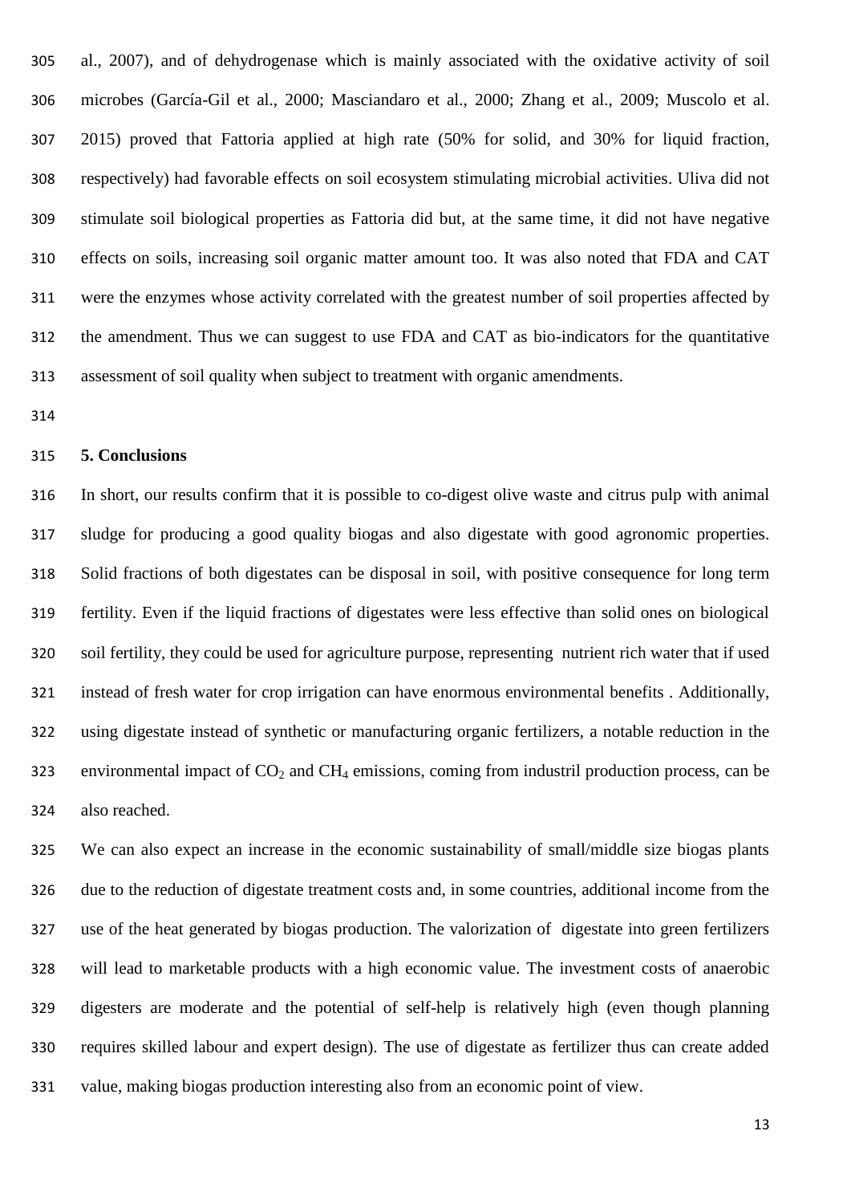al., 2007), and of dehydrogenase which is mainly associated with the oxidative activity of soil microbes (García-Gil et al., 2000; Masciandaro et al., 2000; Zhang et al., 2009; Muscolo et al. 2015) proved that Fattoria applied at high rate (50% for solid, and 30% for liquid fraction, respectively) had favorable effects on soil ecosystem stimulating microbial activities. Uliva did not stimulate soil biological properties as Fattoria did but, at the same time, it did not have negative effects on soils, increasing soil organic matter amount too. It was also noted that FDA and CAT were the enzymes whose activity correlated with the greatest number of soil properties affected by the amendment. Thus we can suggest to use FDA and CAT as bio-indicators for the quantitative assessment of soil quality when subject to treatment with organic amendments.

## 5. Conclusions

In short, our results confirm that it is possible to co-digest olive waste and citrus pulp with animal sludge for producing a good quality biogas and also digestate with good agronomic properties. Solid fractions of both digestates can be disposal in soil, with positive consequence for long term fertility. Even if the liquid fractions of digestates were less effective than solid ones on biological soil fertility, they could be used for agriculture purpose, representing nutrient rich water that if used instead of fresh water for crop irrigation can have enormous environmental benefits . Additionally, using digestate instead of synthetic or manufacturing organic fertilizers, a notable reduction in the environmental impact of $CO_2$ and $CH_4$ emissions, coming from industril production process, can be also reached.

We can also expect an increase in the economic sustainability of small/middle size biogas plants due to the reduction of digestate treatment costs and, in some countries, additional income from the use of the heat generated by biogas production. The valorization of digestate into green fertilizers will lead to marketable products with a high economic value. The investment costs of anaerobic digesters are moderate and the potential of self-help is relatively high (even though planning requires skilled labour and expert design). The use of digestate as fertilizer thus can create added value, making biogas production interesting also from an economic point of view.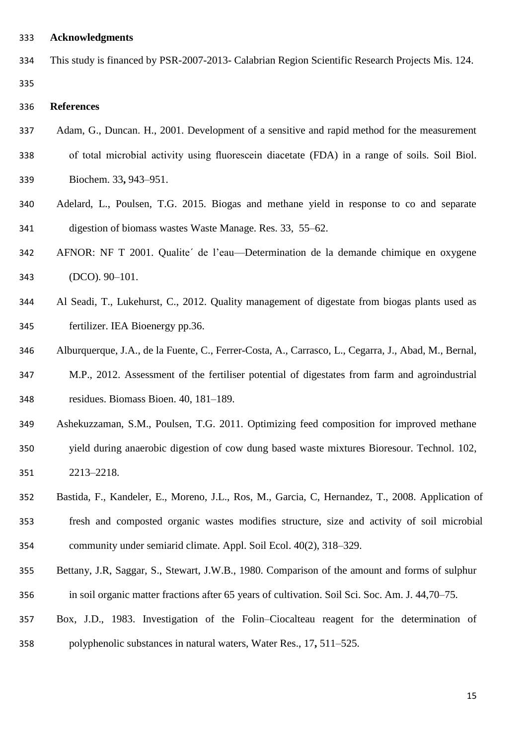## Acknowledgments

This study is financed by PSR-2007-2013- Calabrian Region Scientific Research Projects Mis. 124.

## References

Adam, G., Duncan. H., 2001. Development of a sensitive and rapid method for the measurement of total microbial activity using fluorescein diacetate (FDA) in a range of soils. Soil Biol. Biochem. 33**,** 943–951.

Adelard, L., Poulsen, T.G. 2015. Biogas and methane yield in response to co and separate digestion of biomass wastes Waste Manage. Res. 33, 55–62.

AFNOR: NF T 2001. Qualite´ de l'eau—Determination de la demande chimique en oxygene (DCO). 90–101.

Al Seadi, T., Lukehurst, C., 2012. Quality management of digestate from biogas plants used as fertilizer. IEA Bioenergy pp.36.

Alburquerque, J.A., de la Fuente, C., Ferrer-Costa, A., Carrasco, L., Cegarra, J., Abad, M., Bernal, M.P., 2012. Assessment of the fertiliser potential of digestates from farm and agroindustrial residues. Biomass Bioen. 40, 181–189.

Ashekuzzaman, S.M., Poulsen, T.G. 2011. Optimizing feed composition for improved methane yield during anaerobic digestion of cow dung based waste mixtures Bioresour. Technol. 102, 2213–2218.

Bastida, F., Kandeler, E., Moreno, J.L., Ros, M., Garcia, C, Hernandez, T., 2008. Application of fresh and composted organic wastes modifies structure, size and activity of soil microbial community under semiarid climate. Appl. Soil Ecol. 40(2), 318–329.

Bettany, J.R, Saggar, S., Stewart, J.W.B., 1980. Comparison of the amount and forms of sulphur in soil organic matter fractions after 65 years of cultivation. Soil Sci. Soc. Am. J. 44,70–75.

Box, J.D., 1983. Investigation of the Folin–Ciocalteau reagent for the determination of polyphenolic substances in natural waters, Water Res., 17**,** 511–525.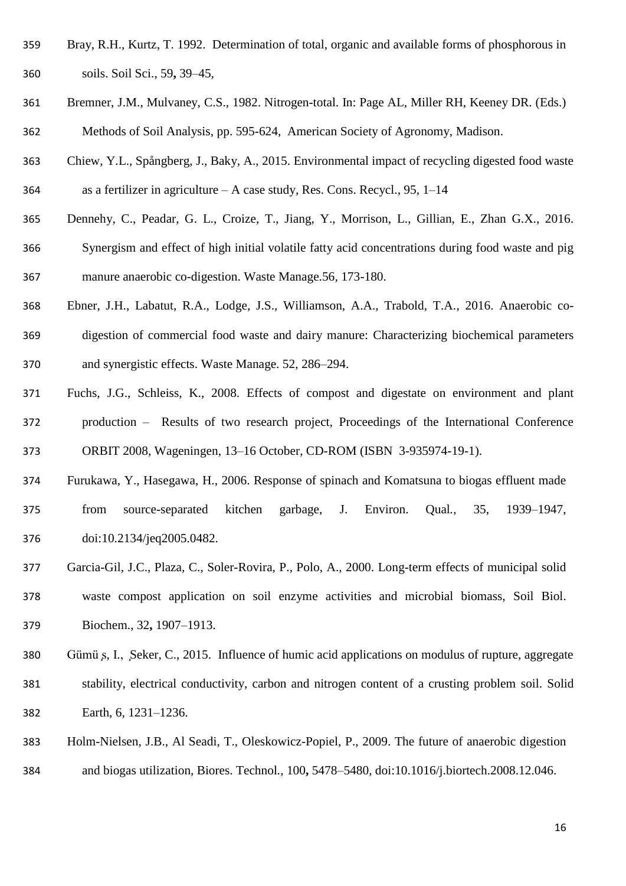Bray, R.H., Kurtz, T. 1992. Determination of total, organic and available forms of phosphorous in soils. Soil Sci., 59**,** 39–45,

Bremner, J.M., Mulvaney, C.S., 1982. Nitrogen-total. In: Page AL, Miller RH, Keeney DR. (Eds.) Methods of Soil Analysis, pp. 595-624, American Society of Agronomy, Madison.

Chiew, Y.L., Spångberg, J., Baky, A., 2015. Environmental impact of recycling digested food waste as a fertilizer in agriculture – A case study, Res. Cons. Recycl., 95, 1–14

Dennehy, C., Peadar, G. L., Croize, T., Jiang, Y., Morrison, L., Gillian, E., Zhan G.X., 2016. Synergism and effect of high initial volatile fatty acid concentrations during food waste and pig manure anaerobic co-digestion. Waste Manage.56, 173-180.

Ebner, J.H., Labatut, R.A., Lodge, J.S., Williamson, A.A., Trabold, T.A., 2016. Anaerobic co-digestion of commercial food waste and dairy manure: Characterizing biochemical parameters and synergistic effects. Waste Manage. 52, 286–294.

Fuchs, J.G., Schleiss, K., 2008. Effects of compost and digestate on environment and plant production – Results of two research project, Proceedings of the International Conference ORBIT 2008, Wageningen, 13–16 October, CD-ROM (ISBN 3-935974-19-1).

Furukawa, Y., Hasegawa, H., 2006. Response of spinach and Komatsuna to biogas effluent made from source-separated kitchen garbage, J. Environ. Qual., 35, 1939–1947, doi:10.2134/jeq2005.0482.

Garcia-Gil, J.C., Plaza, C., Soler-Rovira, P., Polo, A., 2000. Long-term effects of municipal solid waste compost application on soil enzyme activities and microbial biomass, Soil Biol. Biochem., 32**,** 1907–1913.

Gümüş, I., Şeker, C., 2015. Influence of humic acid applications on modulus of rupture, aggregate stability, electrical conductivity, carbon and nitrogen content of a crusting problem soil. Solid Earth, 6, 1231–1236.

Holm-Nielsen, J.B., Al Seadi, T., Oleskowicz-Popiel, P., 2009. The future of anaerobic digestion and biogas utilization, Biores. Technol., 100**,** 5478–5480, doi:10.1016/j.biortech.2008.12.046.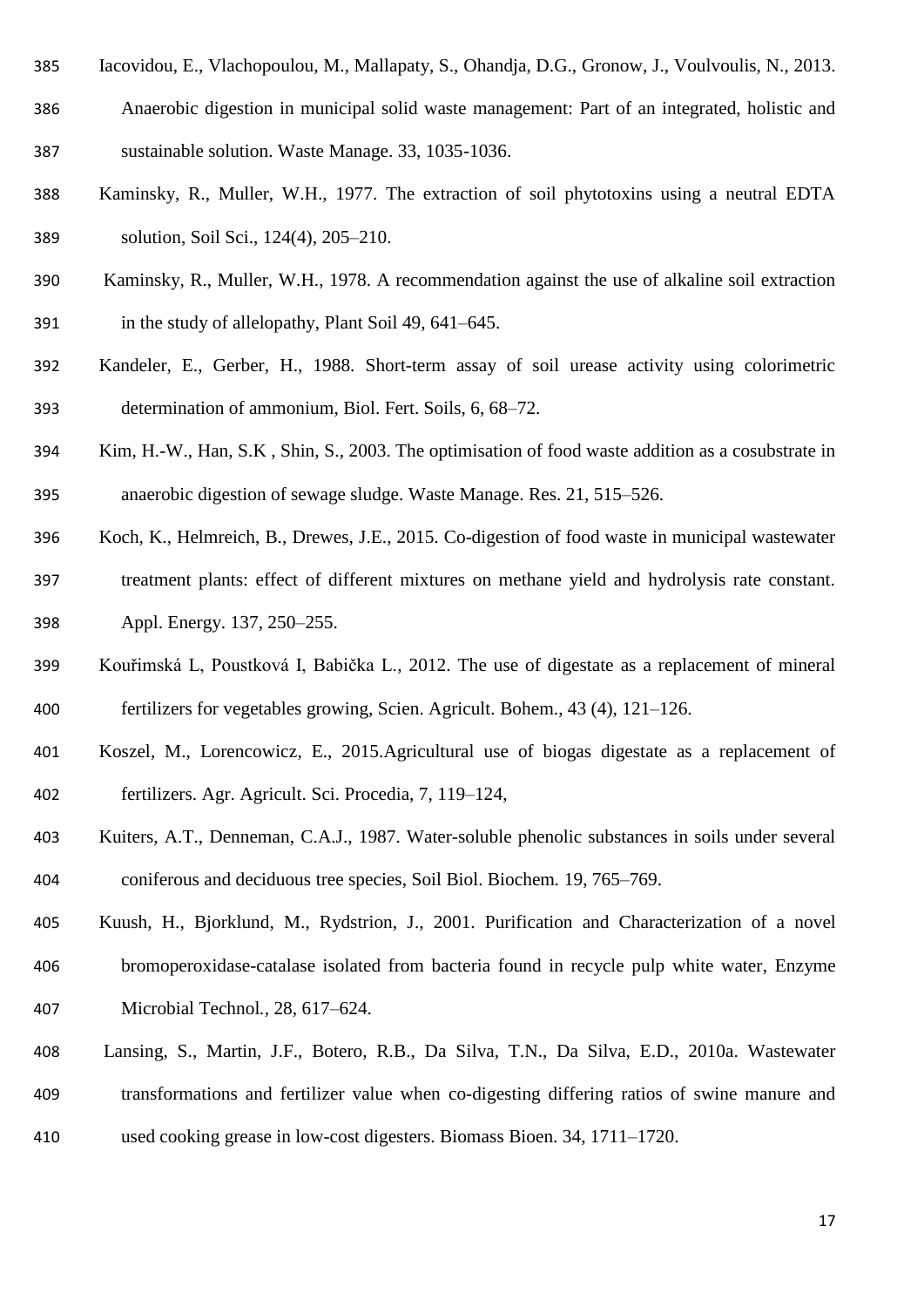Iacovidou, E., Vlachopoulou, M., Mallapaty, S., Ohandja, D.G., Gronow, J., Voulvoulis, N., 2013. Anaerobic digestion in municipal solid waste management: Part of an integrated, holistic and sustainable solution. Waste Manage. 33, 1035-1036.

Kaminsky, R., Muller, W.H., 1977. The extraction of soil phytotoxins using a neutral EDTA solution, Soil Sci., 124(4), 205–210.

Kaminsky, R., Muller, W.H., 1978. A recommendation against the use of alkaline soil extraction in the study of allelopathy, Plant Soil 49, 641–645.

Kandeler, E., Gerber, H., 1988. Short-term assay of soil urease activity using colorimetric determination of ammonium, Biol. Fert. Soils, 6, 68–72.

Kim, H.-W., Han, S.K , Shin, S., 2003. The optimisation of food waste addition as a cosubstrate in anaerobic digestion of sewage sludge. Waste Manage. Res. 21, 515–526.

Koch, K., Helmreich, B., Drewes, J.E., 2015. Co-digestion of food waste in municipal wastewater treatment plants: effect of different mixtures on methane yield and hydrolysis rate constant. Appl. Energy. 137, 250–255.

Kouřimská L, Poustková I, Babička L., 2012. The use of digestate as a replacement of mineral fertilizers for vegetables growing, Scien. Agricult. Bohem., 43 (4), 121–126.

Koszel, M., Lorencowicz, E., 2015.Agricultural use of biogas digestate as a replacement of fertilizers. Agr. Agricult. Sci. Procedia, 7, 119–124,

Kuiters, A.T., Denneman, C.A.J., 1987. Water-soluble phenolic substances in soils under several coniferous and deciduous tree species, Soil Biol. Biochem. 19, 765–769.

Kuush, H., Bjorklund, M., Rydstrion, J., 2001. Purification and Characterization of a novel bromoperoxidase-catalase isolated from bacteria found in recycle pulp white water, Enzyme Microbial Technol., 28, 617–624.

Lansing, S., Martin, J.F., Botero, R.B., Da Silva, T.N., Da Silva, E.D., 2010a. Wastewater transformations and fertilizer value when co-digesting differing ratios of swine manure and used cooking grease in low-cost digesters. Biomass Bioen. 34, 1711–1720.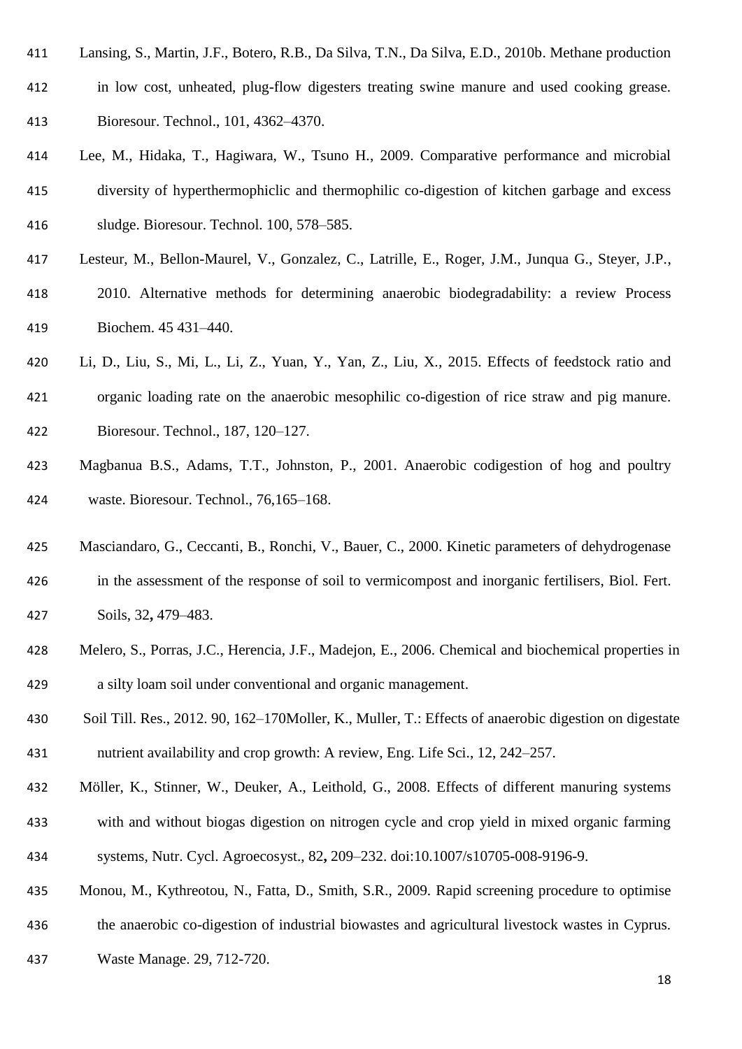Lansing, S., Martin, J.F., Botero, R.B., Da Silva, T.N., Da Silva, E.D., 2010b. Methane production in low cost, unheated, plug-flow digesters treating swine manure and used cooking grease. Bioresour. Technol., 101, 4362–4370.

Lee, M., Hidaka, T., Hagiwara, W., Tsuno H., 2009. Comparative performance and microbial diversity of hyperthermophiclic and thermophilic co-digestion of kitchen garbage and excess sludge. Bioresour. Technol. 100, 578–585.

Lesteur, M., Bellon-Maurel, V., Gonzalez, C., Latrille, E., Roger, J.M., Junqua G., Steyer, J.P., 2010. Alternative methods for determining anaerobic biodegradability: a review Process Biochem. 45 431–440.

Li, D., Liu, S., Mi, L., Li, Z., Yuan, Y., Yan, Z., Liu, X., 2015. Effects of feedstock ratio and organic loading rate on the anaerobic mesophilic co-digestion of rice straw and pig manure. Bioresour. Technol., 187, 120–127.

Magbanua B.S., Adams, T.T., Johnston, P., 2001. Anaerobic codigestion of hog and poultry waste. Bioresour. Technol., 76,165–168.

Masciandaro, G., Ceccanti, B., Ronchi, V., Bauer, C., 2000. Kinetic parameters of dehydrogenase in the assessment of the response of soil to vermicompost and inorganic fertilisers, Biol. Fert. Soils, 32**,** 479–483.

Melero, S., Porras, J.C., Herencia, J.F., Madejon, E., 2006. Chemical and biochemical properties in a silty loam soil under conventional and organic management.

Soil Till. Res., 2012. 90, 162–170Moller, K., Muller, T.: Effects of anaerobic digestion on digestate nutrient availability and crop growth: A review, Eng. Life Sci., 12, 242–257.

Möller, K., Stinner, W., Deuker, A., Leithold, G., 2008. Effects of different manuring systems with and without biogas digestion on nitrogen cycle and crop yield in mixed organic farming systems, Nutr. Cycl. Agroecosyst., 82**,** 209–232. doi:10.1007/s10705-008-9196-9.

Monou, M., Kythreotou, N., Fatta, D., Smith, S.R., 2009. Rapid screening procedure to optimise the anaerobic co-digestion of industrial biowastes and agricultural livestock wastes in Cyprus. Waste Manage. 29, 712-720.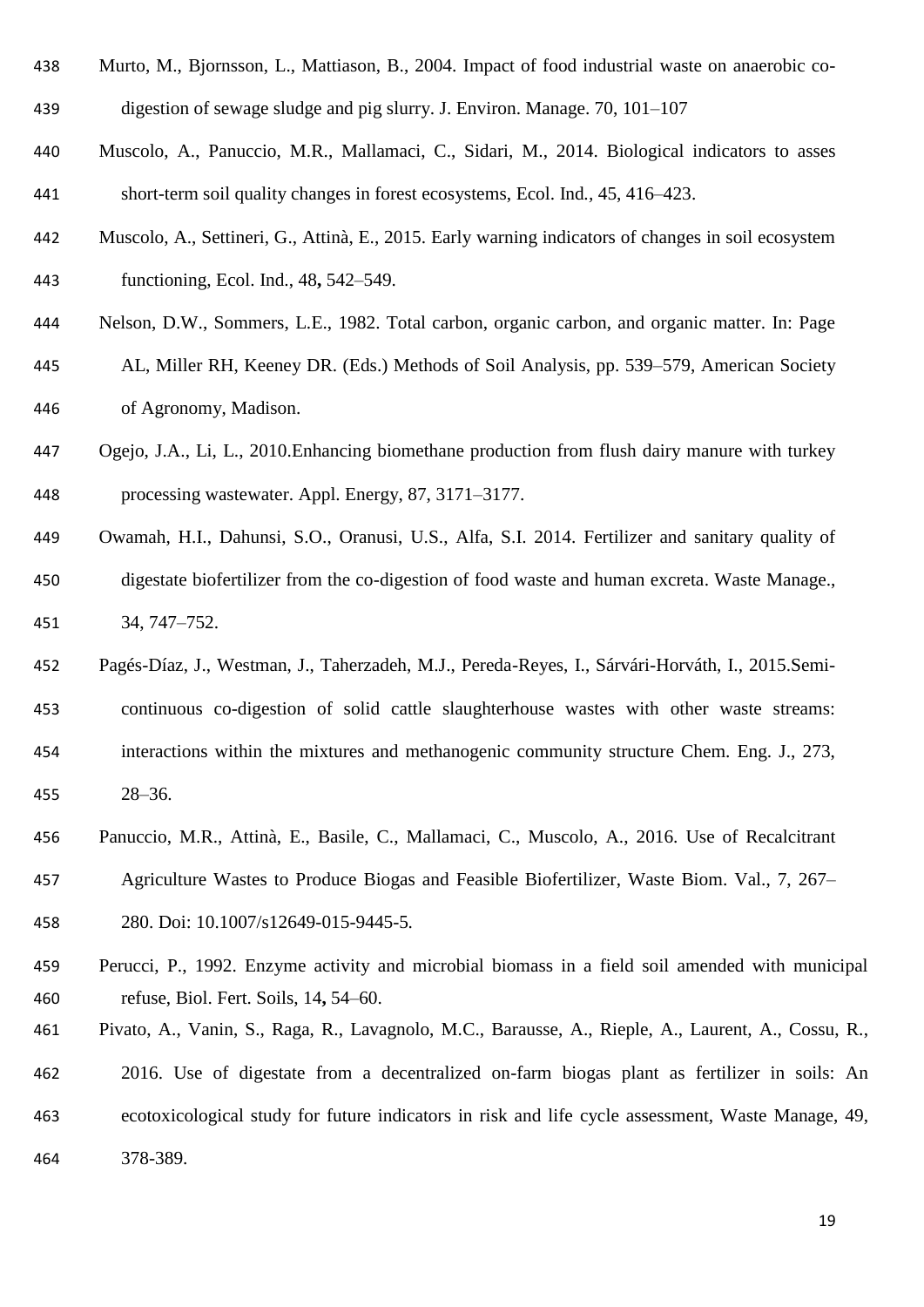Murto, M., Bjornsson, L., Mattiason, B., 2004. Impact of food industrial waste on anaerobic co-digestion of sewage sludge and pig slurry. J. Environ. Manage. 70, 101–107

Muscolo, A., Panuccio, M.R., Mallamaci, C., Sidari, M., 2014. Biological indicators to asses short-term soil quality changes in forest ecosystems, Ecol. Ind., 45, 416–423.

Muscolo, A., Settineri, G., Attinà, E., 2015. Early warning indicators of changes in soil ecosystem functioning, Ecol. Ind., 48**,** 542–549.

Nelson, D.W., Sommers, L.E., 1982. Total carbon, organic carbon, and organic matter. In: Page AL, Miller RH, Keeney DR. (Eds.) Methods of Soil Analysis, pp. 539–579, American Society of Agronomy, Madison.

Ogejo, J.A., Li, L., 2010.Enhancing biomethane production from flush dairy manure with turkey processing wastewater. Appl. Energy, 87, 3171–3177.

Owamah, H.I., Dahunsi, S.O., Oranusi, U.S., Alfa, S.I. 2014. Fertilizer and sanitary quality of digestate biofertilizer from the co-digestion of food waste and human excreta. Waste Manage., 34, 747–752.

Pagés-Díaz, J., Westman, J., Taherzadeh, M.J., Pereda-Reyes, I., Sárvári-Horváth, I., 2015.Semi-continuous co-digestion of solid cattle slaughterhouse wastes with other waste streams: interactions within the mixtures and methanogenic community structure Chem. Eng. J., 273, 28–36.

Panuccio, M.R., Attinà, E., Basile, C., Mallamaci, C., Muscolo, A., 2016. Use of Recalcitrant Agriculture Wastes to Produce Biogas and Feasible Biofertilizer, Waste Biom. Val., 7, 267–280. Doi: 10.1007/s12649-015-9445-5.

Perucci, P., 1992. Enzyme activity and microbial biomass in a field soil amended with municipal refuse, Biol. Fert. Soils, 14**,** 54–60.

Pivato, A., Vanin, S., Raga, R., Lavagnolo, M.C., Barausse, A., Rieple, A., Laurent, A., Cossu, R., 2016. Use of digestate from a decentralized on-farm biogas plant as fertilizer in soils: An ecotoxicological study for future indicators in risk and life cycle assessment, Waste Manage, 49, 378-389.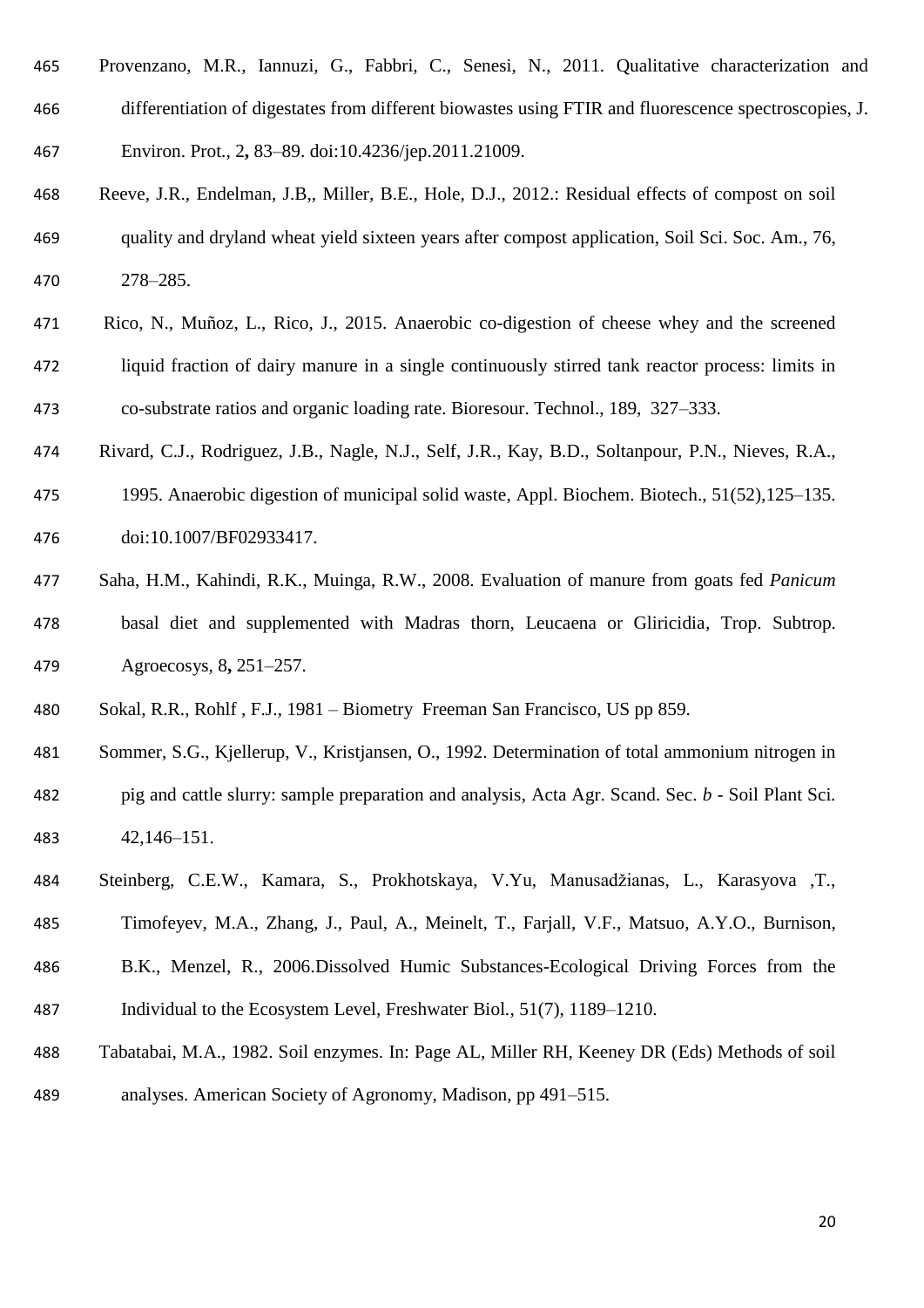Provenzano, M.R., Iannuzi, G., Fabbri, C., Senesi, N., 2011. Qualitative characterization and differentiation of digestates from different biowastes using FTIR and fluorescence spectroscopies, J. Environ. Prot., 2**,** 83–89. doi:10.4236/jep.2011.21009.

Reeve, J.R., Endelman, J.B,, Miller, B.E., Hole, D.J., 2012.: Residual effects of compost on soil quality and dryland wheat yield sixteen years after compost application, Soil Sci. Soc. Am., 76, 278–285.

Rico, N., Muñoz, L., Rico, J., 2015. Anaerobic co-digestion of cheese whey and the screened liquid fraction of dairy manure in a single continuously stirred tank reactor process: limits in co-substrate ratios and organic loading rate. Bioresour. Technol., 189, 327–333.

Rivard, C.J., Rodriguez, J.B., Nagle, N.J., Self, J.R., Kay, B.D., Soltanpour, P.N., Nieves, R.A., 1995. Anaerobic digestion of municipal solid waste, Appl. Biochem. Biotech., 51(52),125–135. doi:10.1007/BF02933417.

Saha, H.M., Kahindi, R.K., Muinga, R.W., 2008. Evaluation of manure from goats fed *Panicum* basal diet and supplemented with Madras thorn, Leucaena or Gliricidia, Trop. Subtrop. Agroecosys, 8**,** 251–257.

Sokal, R.R., Rohlf , F.J., 1981 – Biometry Freeman San Francisco, US pp 859.

Sommer, S.G., Kjellerup, V., Kristjansen, O., 1992. Determination of total ammonium nitrogen in pig and cattle slurry: sample preparation and analysis, Acta Agr. Scand. Sec. *b* - Soil Plant Sci*.* 42,146–151.

Steinberg, C.E.W., Kamara, S., Prokhotskaya, V.Yu, Manusadžianas, L., Karasyova ,T., Timofeyev, M.A., Zhang, J., Paul, A., Meinelt, T., Farjall, V.F., Matsuo, A.Y.O., Burnison, B.K., Menzel, R., 2006.Dissolved Humic Substances-Ecological Driving Forces from the Individual to the Ecosystem Level, Freshwater Biol., 51(7), 1189–1210.

Tabatabai, M.A., 1982. Soil enzymes. In: Page AL, Miller RH, Keeney DR (Eds) Methods of soil analyses. American Society of Agronomy, Madison, pp 491–515.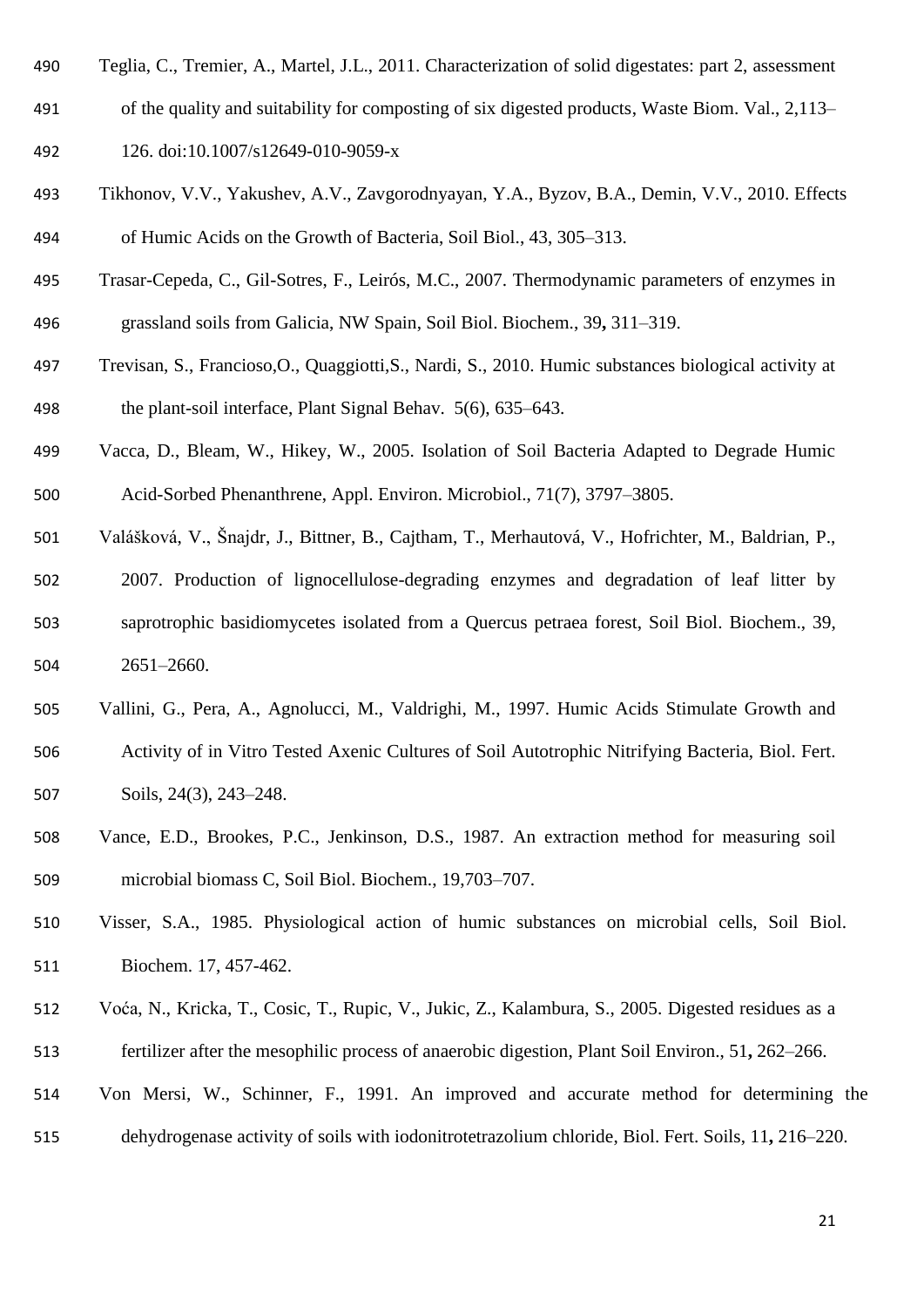Teglia, C., Tremier, A., Martel, J.L., 2011. Characterization of solid digestates: part 2, assessment of the quality and suitability for composting of six digested products, Waste Biom. Val., 2,113–126. doi:10.1007/s12649-010-9059-x

Tikhonov, V.V., Yakushev, A.V., Zavgorodnyayan, Y.A., Byzov, B.A., Demin, V.V., 2010. Effects of Humic Acids on the Growth of Bacteria, Soil Biol., 43, 305–313.

Trasar-Cepeda, C., Gil-Sotres, F., Leirós, M.C., 2007. Thermodynamic parameters of enzymes in grassland soils from Galicia, NW Spain, Soil Biol. Biochem., 39**,** 311–319.

Trevisan, S., Francioso,O., Quaggiotti,S., Nardi, S., 2010. Humic substances biological activity at the plant-soil interface, Plant Signal Behav. 5(6), 635–643.

Vacca, D., Bleam, W., Hikey, W., 2005. Isolation of Soil Bacteria Adapted to Degrade Humic Acid-Sorbed Phenanthrene, Appl. Environ. Microbiol., 71(7), 3797–3805.

Valášková, V., Šnajdr, J., Bittner, B., Cajtham, T., Merhautová, V., Hofrichter, M., Baldrian, P., 2007. Production of lignocellulose-degrading enzymes and degradation of leaf litter by saprotrophic basidiomycetes isolated from a Quercus petraea forest, Soil Biol. Biochem., 39, 2651–2660.

Vallini, G., Pera, A., Agnolucci, M., Valdrighi, M., 1997. Humic Acids Stimulate Growth and Activity of in Vitro Tested Axenic Cultures of Soil Autotrophic Nitrifying Bacteria, Biol. Fert. Soils, 24(3), 243–248.

Vance, E.D., Brookes, P.C., Jenkinson, D.S., 1987. An extraction method for measuring soil microbial biomass C, Soil Biol. Biochem., 19,703–707.

Visser, S.A., 1985. Physiological action of humic substances on microbial cells, Soil Biol. Biochem. 17, 457-462.

Voća, N., Kricka, T., Cosic, T., Rupic, V., Jukic, Z., Kalambura, S., 2005. Digested residues as a fertilizer after the mesophilic process of anaerobic digestion, Plant Soil Environ., 51**,** 262–266.

Von Mersi, W., Schinner, F., 1991. An improved and accurate method for determining the dehydrogenase activity of soils with iodonitrotetrazolium chloride, Biol. Fert. Soils, 11**,** 216–220.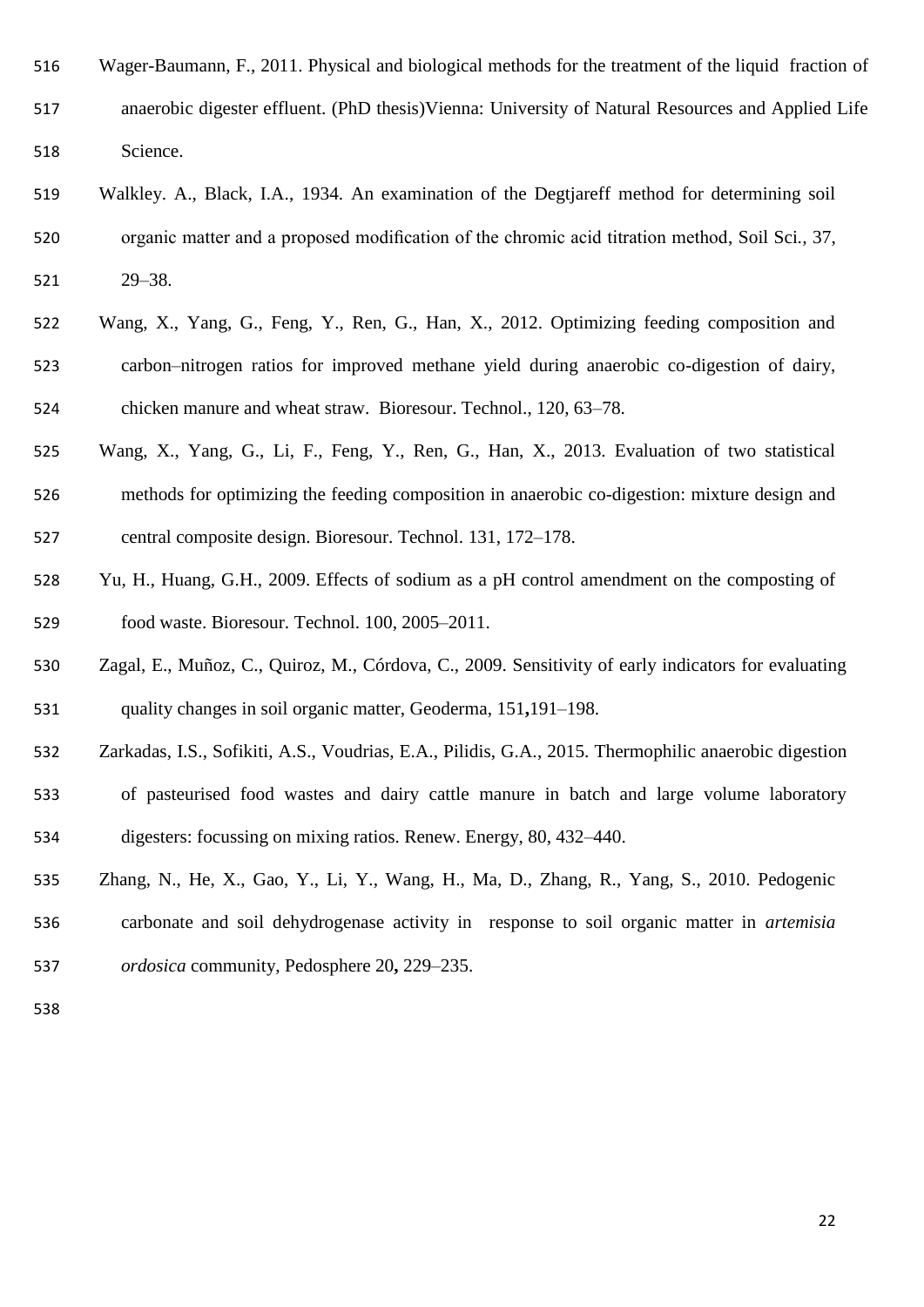Wager-Baumann, F., 2011. Physical and biological methods for the treatment of the liquid fraction of anaerobic digester effluent. (PhD thesis)Vienna: University of Natural Resources and Applied Life Science.

Walkley. A., Black, I.A., 1934. An examination of the Degtjareff method for determining soil organic matter and a proposed modification of the chromic acid titration method, Soil Sci., 37, 29–38.

Wang, X., Yang, G., Feng, Y., Ren, G., Han, X., 2012. Optimizing feeding composition and carbon–nitrogen ratios for improved methane yield during anaerobic co-digestion of dairy, chicken manure and wheat straw. Bioresour. Technol., 120, 63–78.

Wang, X., Yang, G., Li, F., Feng, Y., Ren, G., Han, X., 2013. Evaluation of two statistical methods for optimizing the feeding composition in anaerobic co-digestion: mixture design and central composite design. Bioresour. Technol. 131, 172–178.

Yu, H., Huang, G.H., 2009. Effects of sodium as a pH control amendment on the composting of food waste. Bioresour. Technol. 100, 2005–2011.

Zagal, E., Muñoz, C., Quiroz, M., Córdova, C., 2009. Sensitivity of early indicators for evaluating quality changes in soil organic matter, Geoderma, 151**,**191–198.

Zarkadas, I.S., Sofikiti, A.S., Voudrias, E.A., Pilidis, G.A., 2015. Thermophilic anaerobic digestion of pasteurised food wastes and dairy cattle manure in batch and large volume laboratory digesters: focussing on mixing ratios. Renew. Energy, 80, 432–440.

Zhang, N., He, X., Gao, Y., Li, Y., Wang, H., Ma, D., Zhang, R., Yang, S., 2010. Pedogenic carbonate and soil dehydrogenase activity in response to soil organic matter in *artemisia ordosica* community, Pedosphere 20**,** 229–235.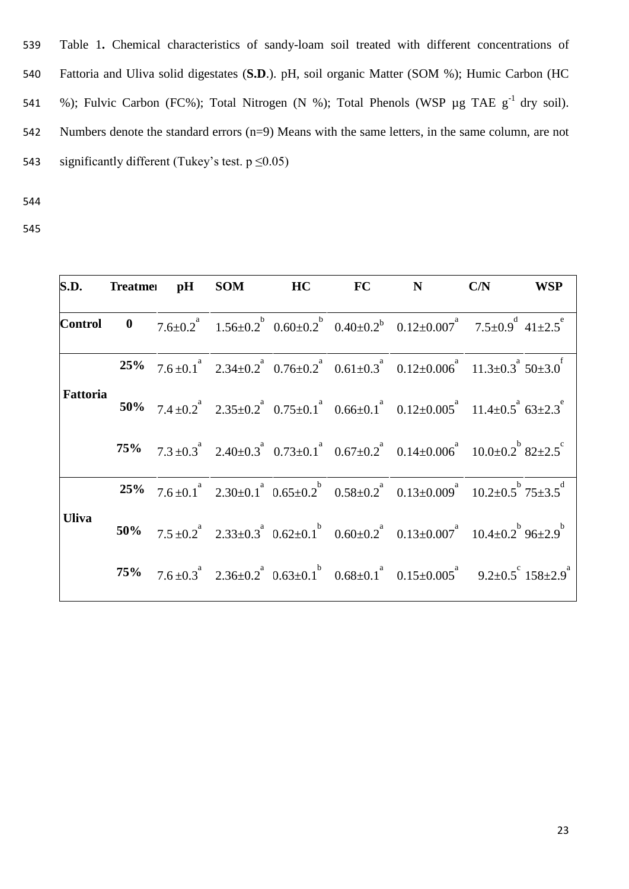Table 1**.** Chemical characteristics of sandy-loam soil treated with different concentrations of Fattoria and Uliva solid digestates (**S.D**.). pH, soil organic Matter (SOM %); Humic Carbon (HC %); Fulvic Carbon (FC%); Total Nitrogen (N %); Total Phenols (WSP µg TAE $g^{-1}$ dry soil). Numbers denote the standard errors (n=9) Means with the same letters, in the same column, are not significantly different (Tukey's test. p ≤0.05)

| S.D. | Treatmer | pH | SOM | HC | FC | N | C/N | WSP |
|---|---|---|---|---|---|---|---|---|
| **Control** | **0** | 7.6±0.2 [a] | 1.56±0.2 [b] | 0.60±0.2 [b] | 0.40±0.2 [b] | 0.12±0.007 [a] | 7.5±0.9 [d] | 41±2.5 [e] |
| **Fattoria** | **25%** | 7.6 ±0.1 [a] | 2.34±0.2 [a] | 0.76±0.2 [a] | 0.61±0.3 [a] | 0.12±0.006 [a] | 11.3±0.3 [a] | 50±3.0 [f] |
| | **50%** | 7.4 ±0.2 [a] | 2.35±0.2 [a] | 0.75±0.1 [a] | 0.66±0.1 [a] | 0.12±0.005 [a] | 11.4±0.5 [a] | 63±2.3 [e] |
| | **75%** | 7.3 ±0.3 [a] | 2.40±0.3 [a] | 0.73±0.1 [a] | 0.67±0.2 [a] | 0.14±0.006 [a] | 10.0±0.2 [b] | 82±2.5 [c] |
| **Uliva** | **25%** | 7.6 ±0.1 [a] | 2.30±0.1 [a] | 0.65±0.2 [b] | 0.58±0.2 [a] | 0.13±0.009 [a] | 10.2±0.5 [b] | 75±3.5 [d] |
| | **50%** | 7.5 ±0.2 [a] | 2.33±0.3 [a] | 0.62±0.1 [b] | 0.60±0.2 [a] | 0.13±0.007 [a] | 10.4±0.2 [b] | 96±2.9 [b] |
| | **75%** | 7.6 ±0.3 [a] | 2.36±0.2 [a] | 0.63±0.1 [b] | 0.68±0.1 [a] | 0.15±0.005 [a] | 9.2±0.5 [c] | 158±2.9 [a] |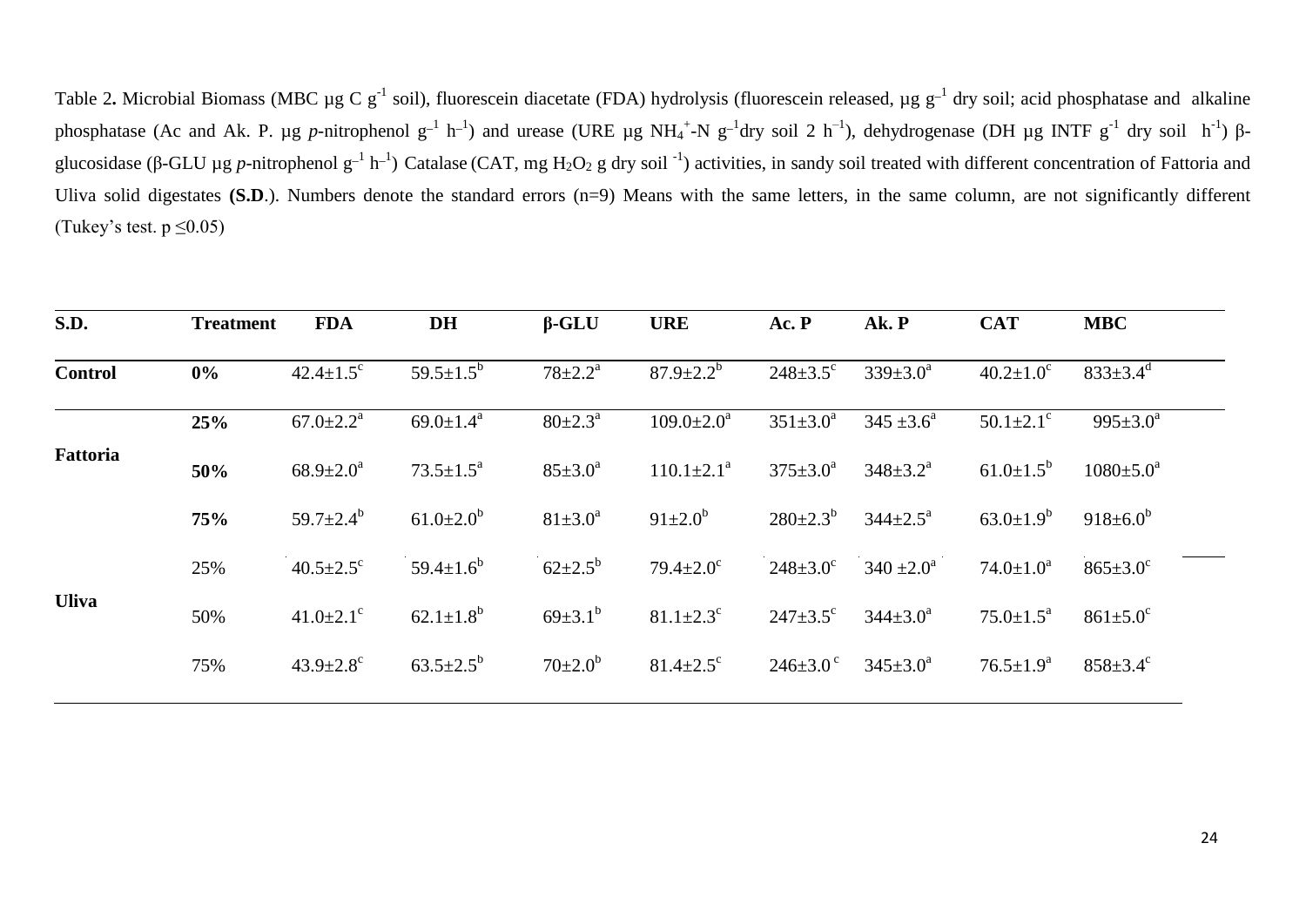Table 2**.** Microbial Biomass (MBC µg C $g^{-1}$ soil), fluorescein diacetate (FDA) hydrolysis (fluorescein released, µg $g^{-1}$ dry soil; acid phosphatase and alkaline phosphatase (Ac and Ak. P. µg *p*-nitrophenol $g^{-1}$ $h^{-1}$) and urease (URE µg $NH_4^+$-N $g^{-1}$dry soil 2 $h^{-1}$), dehydrogenase (DH µg INTF $g^{-1}$ dry soil $h^{-1}$) β-glucosidase (β-GLU µg *p*-nitrophenol $g^{-1}$ $h^{-1}$) Catalase (CAT, mg $H_2O_2$ g dry soil $^{-1}$) activities, in sandy soil treated with different concentration of Fattoria and Uliva solid digestates **(S.D**.). Numbers denote the standard errors (n=9) Means with the same letters, in the same column, are not significantly different (Tukey's test. p ≤0.05)

| S.D. | Treatment | FDA | DH | β-GLU | URE | Ac. P | Ak. P | CAT | MBC |
|---|---|---|---|---|---|---|---|---|---|
| **Control** | **0%** | 42.4±1.5[c] | 59.5±1.5[b] | 78±2.2[a] | 87.9±2.2[b] | 248±3.5[c] | 339±3.0[a] | 40.2±1.0[c] | 833±3.4[d] |
| **Fattoria** | **25%** | 67.0±2.2[a] | 69.0±1.4[a] | 80±2.3[a] | 109.0±2.0[a] | 351±3.0[a] | 345 ±3.6[a] | 50.1±2.1[c] | 995±3.0[a] |
| | **50%** | 68.9±2.0[a] | 73.5±1.5[a] | 85±3.0[a] | 110.1±2.1[a] | 375±3.0[a] | 348±3.2[a] | 61.0±1.5[b] | 1080±5.0[a] |
| | **75%** | 59.7±2.4[b] | 61.0±2.0[b] | 81±3.0[a] | 91±2.0[b] | 280±2.3[b] | 344±2.5[a] | 63.0±1.9[b] | 918±6.0[b] |
| **Uliva** | 25% | 40.5±2.5[c] | 59.4±1.6[b] | 62±2.5[b] | 79.4±2.0[c] | 248±3.0[c] | 340 ±2.0[a] | 74.0±1.0[a] | 865±3.0[c] |
| | 50% | 41.0±2.1[c] | 62.1±1.8[b] | 69±3.1[b] | 81.1±2.3[c] | 247±3.5[c] | 344±3.0[a] | 75.0±1.5[a] | 861±5.0[c] |
| | 75% | 43.9±2.8[c] | 63.5±2.5[b] | 70±2.0[b] | 81.4±2.5[c] | 246±3.0[c] | 345±3.0[a] | 76.5±1.9[a] | 858±3.4[c] |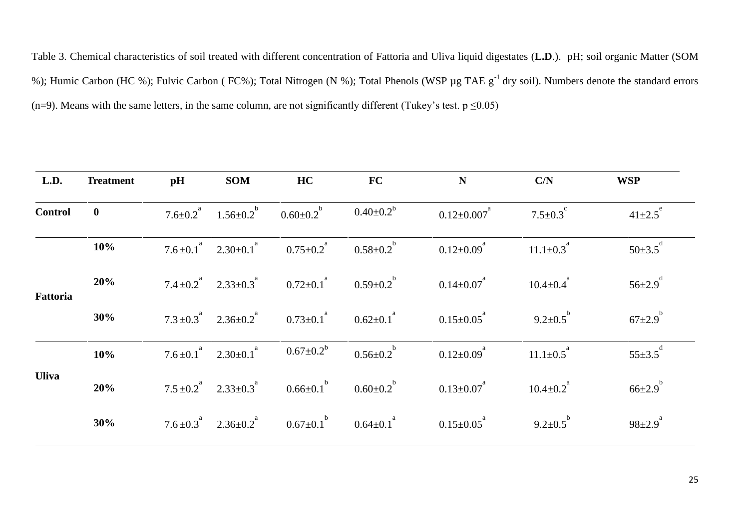Table 3. Chemical characteristics of soil treated with different concentration of Fattoria and Uliva liquid digestates (**L.D**.). pH; soil organic Matter (SOM %); Humic Carbon (HC %); Fulvic Carbon ( FC%); Total Nitrogen (N %); Total Phenols (WSP μg TAE $g^{-1}$ dry soil). Numbers denote the standard errors (n=9). Means with the same letters, in the same column, are not significantly different (Tukey's test. $p \leq 0.05$)

| L.D. | Treatment | pH | SOM | HC | FC | N | C/N | WSP |
|---|---|---|---|---|---|---|---|---|
| **Control** | **0** | 7.6±0.2 [a] | 1.56±0.2 [b] | 0.60±0.2 [b] | 0.40±0.2 [b] | 0.12±0.007 [a] | 7.5±0.3 [c] | 41±2.5 [e] |
| **Fattoria** | **10%** | 7.6 ±0.1 [a] | 2.30±0.1 [a] | 0.75±0.2 [a] | 0.58±0.2 [b] | 0.12±0.09 [a] | 11.1±0.3 [a] | 50±3.5 [d] |
| | **20%** | 7.4 ±0.2 [a] | 2.33±0.3 [a] | 0.72±0.1 [a] | 0.59±0.2 [b] | 0.14±0.07 [a] | 10.4±0.4 [a] | 56±2.9 [d] |
| | **30%** | 7.3 ±0.3 [a] | 2.36±0.2 [a] | 0.73±0.1 [a] | 0.62±0.1 [a] | 0.15±0.05 [a] | 9.2±0.5 [b] | 67±2.9 [b] |
| **Uliva** | **10%** | 7.6 ±0.1 [a] | 2.30±0.1 [a] | 0.67±0.2 [b] | 0.56±0.2 [b] | 0.12±0.09 [a] | 11.1±0.5 [a] | 55±3.5 [d] |
| | **20%** | 7.5 ±0.2 [a] | 2.33±0.3 [a] | 0.66±0.1 [b] | 0.60±0.2 [b] | 0.13±0.07 [a] | 10.4±0.2 [a] | 66±2.9 [b] |
| | **30%** | 7.6 ±0.3 [a] | 2.36±0.2 [a] | 0.67±0.1 [b] | 0.64±0.1 [a] | 0.15±0.05 [a] | 9.2±0.5 [b] | 98±2.9 [a] |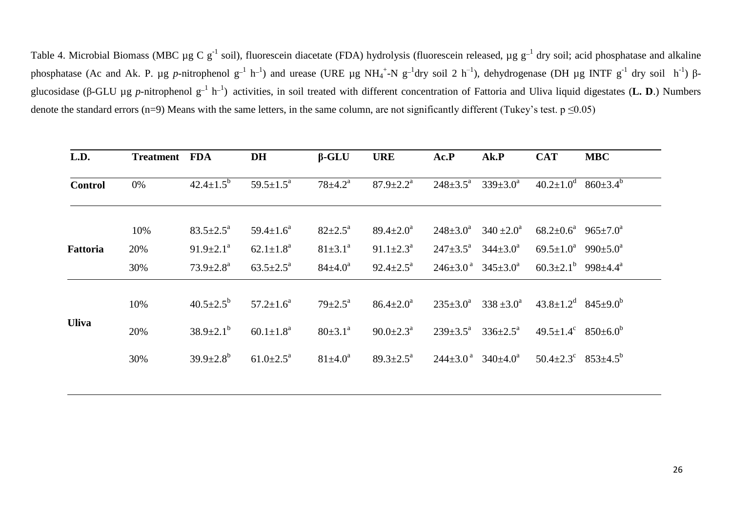Table 4. Microbial Biomass (MBC µg C $g^{-1}$ soil), fluorescein diacetate (FDA) hydrolysis (fluorescein released, µg $g^{-1}$ dry soil; acid phosphatase and alkaline phosphatase (Ac and Ak. P. µg *p*-nitrophenol $g^{-1}$ $h^{-1}$) and urease (URE µg $NH_4^+$-N $g^{-1}$dry soil 2 $h^{-1}$), dehydrogenase (DH µg INTF $g^{-1}$ dry soil $h^{-1}$) β-glucosidase (β-GLU µg *p*-nitrophenol $g^{-1}$ $h^{-1}$) activities, in soil treated with different concentration of Fattoria and Uliva liquid digestates (**L. D**.) Numbers denote the standard errors (n=9) Means with the same letters, in the same column, are not significantly different (Tukey's test. $p \leq 0.05$)

| L.D. | Treatment | FDA | DH | β-GLU | URE | Ac.P | Ak.P | CAT | MBC |
|---|---|---|---|---|---|---|---|---|---|
| **Control** | 0% | 42.4±1.5$^{b}$ | 59.5±1.5$^{a}$ | 78±4.2$^{a}$ | 87.9±2.2$^{a}$ | 248±3.5$^{a}$ | 339±3.0$^{a}$ | 40.2±1.0$^{d}$ | 860±3.4$^{b}$ |
| **Fattoria** | 10% | 83.5±2.5$^{a}$ | 59.4±1.6$^{a}$ | 82±2.5$^{a}$ | 89.4±2.0$^{a}$ | 248±3.0$^{a}$ | 340 ±2.0$^{a}$ | 68.2±0.6$^{a}$ | 965±7.0$^{a}$ |
| | 20% | 91.9±2.1$^{a}$ | 62.1±1.8$^{a}$ | 81±3.1$^{a}$ | 91.1±2.3$^{a}$ | 247±3.5$^{a}$ | 344±3.0$^{a}$ | 69.5±1.0$^{a}$ | 990±5.0$^{a}$ |
| | 30% | 73.9±2.8$^{a}$ | 63.5±2.5$^{a}$ | 84±4.0$^{a}$ | 92.4±2.5$^{a}$ | 246±3.0$^{a}$ | 345±3.0$^{a}$ | 60.3±2.1$^{b}$ | 998±4.4$^{a}$ |
| **Uliva** | 10% | 40.5±2.5$^{b}$ | 57.2±1.6$^{a}$ | 79±2.5$^{a}$ | 86.4±2.0$^{a}$ | 235±3.0$^{a}$ | 338 ±3.0$^{a}$ | 43.8±1.2$^{d}$ | 845±9.0$^{b}$ |
| | 20% | 38.9±2.1$^{b}$ | 60.1±1.8$^{a}$ | 80±3.1$^{a}$ | 90.0±2.3$^{a}$ | 239±3.5$^{a}$ | 336±2.5$^{a}$ | 49.5±1.4$^{c}$ | 850±6.0$^{b}$ |
| | 30% | 39.9±2.8$^{b}$ | 61.0±2.5$^{a}$ | 81±4.0$^{a}$ | 89.3±2.5$^{a}$ | 244±3.0$^{a}$ | 340±4.0$^{a}$ | 50.4±2.3$^{c}$ | 853±4.5$^{b}$ |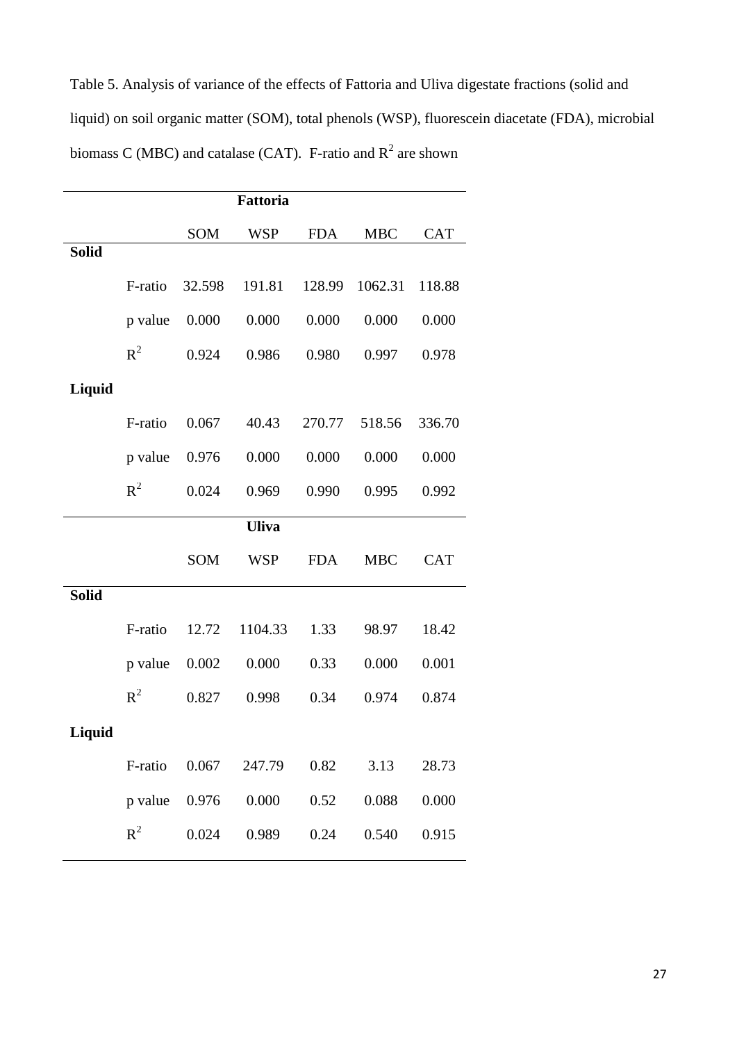Table 5. Analysis of variance of the effects of Fattoria and Uliva digestate fractions (solid and liquid) on soil organic matter (SOM), total phenols (WSP), fluorescein diacetate (FDA), microbial biomass C (MBC) and catalase (CAT). F-ratio and $R^2$ are shown

| | | SOM | WSP | FDA | MBC | CAT |
|---|---|---|---|---|---|---|
| **Fattoria** | | | | | | |
| **Solid** | | | | | | |
| | F-ratio | 32.598 | 191.81 | 128.99 | 1062.31 | 118.88 |
| | p value | 0.000 | 0.000 | 0.000 | 0.000 | 0.000 |
| | $R^2$ | 0.924 | 0.986 | 0.980 | 0.997 | 0.978 |
| **Liquid** | | | | | | |
| | F-ratio | 0.067 | 40.43 | 270.77 | 518.56 | 336.70 |
| | p value | 0.976 | 0.000 | 0.000 | 0.000 | 0.000 |
| | $R^2$ | 0.024 | 0.969 | 0.990 | 0.995 | 0.992 |
| **Uliva** | | | | | | |
| **Solid** | | | | | | |
| | F-ratio | 12.72 | 1104.33 | 1.33 | 98.97 | 18.42 |
| | p value | 0.002 | 0.000 | 0.33 | 0.000 | 0.001 |
| | $R^2$ | 0.827 | 0.998 | 0.34 | 0.974 | 0.874 |
| **Liquid** | | | | | | |
| | F-ratio | 0.067 | 247.79 | 0.82 | 3.13 | 28.73 |
| | p value | 0.976 | 0.000 | 0.52 | 0.088 | 0.000 |
| | $R^2$ | 0.024 | 0.989 | 0.24 | 0.540 | 0.915 |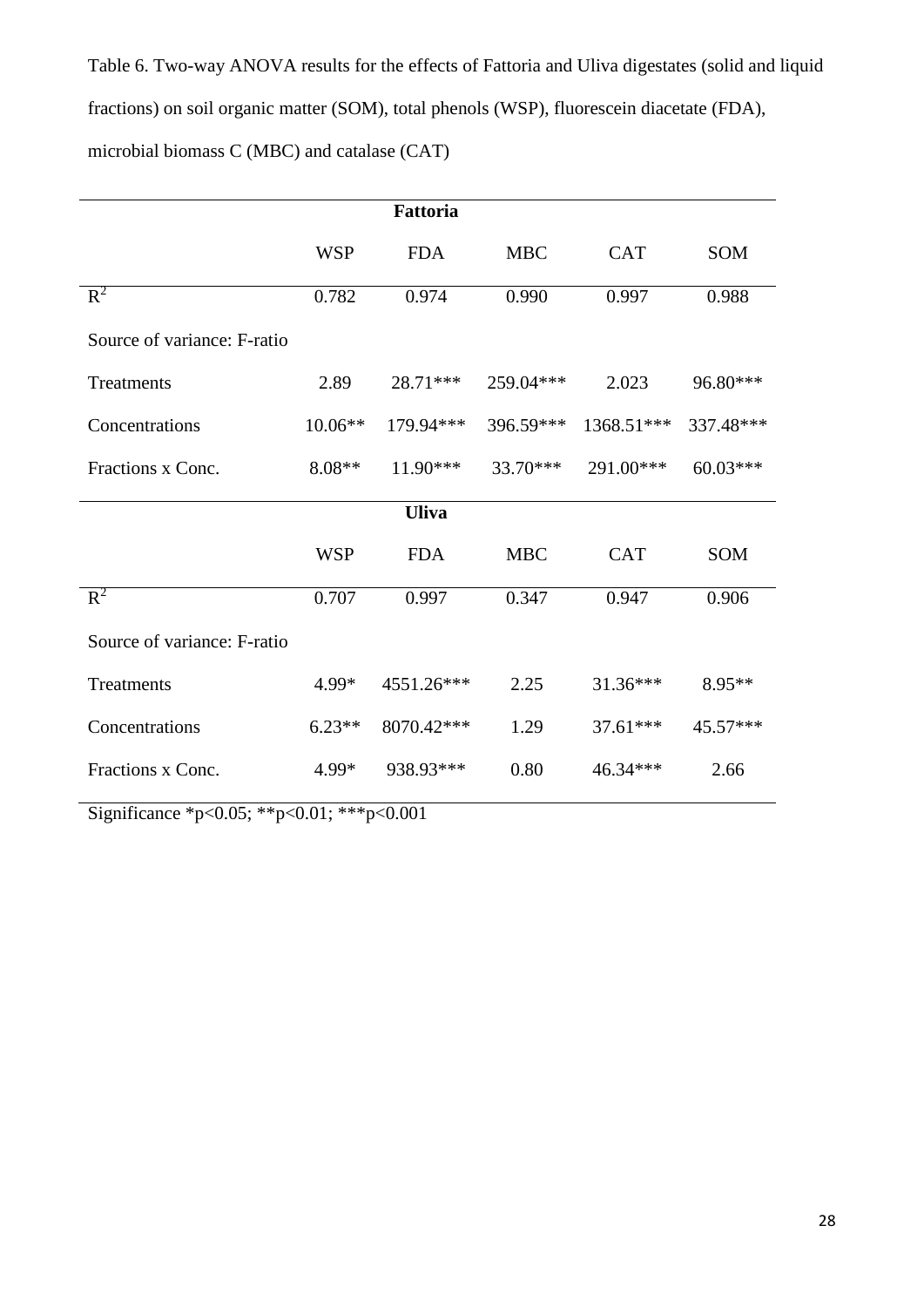Table 6. Two-way ANOVA results for the effects of Fattoria and Uliva digestates (solid and liquid fractions) on soil organic matter (SOM), total phenols (WSP), fluorescein diacetate (FDA), microbial biomass C (MBC) and catalase (CAT)

| | | | | | |
|---|---|---|---|---|---|
| | | **Fattoria** | | | |
| | WSP | FDA | MBC | CAT | SOM |
| $R^2$ | 0.782 | 0.974 | 0.990 | 0.997 | 0.988 |
| Source of variance: F-ratio | | | | | |
| Treatments | 2.89 | 28.71*** | 259.04*** | 2.023 | 96.80*** |
| Concentrations | 10.06** | 179.94*** | 396.59*** | 1368.51*** | 337.48*** |
| Fractions x Conc. | 8.08** | 11.90*** | 33.70*** | 291.00*** | 60.03*** |
| | | **Uliva** | | | |
| | WSP | FDA | MBC | CAT | SOM |
| $R^2$ | 0.707 | 0.997 | 0.347 | 0.947 | 0.906 |
| Source of variance: F-ratio | | | | | |
| Treatments | 4.99* | 4551.26*** | 2.25 | 31.36*** | 8.95** |
| Concentrations | 6.23** | 8070.42*** | 1.29 | 37.61*** | 45.57*** |
| Fractions x Conc. | 4.99* | 938.93*** | 0.80 | 46.34*** | 2.66 |

Significance *p<0.05; **p<0.01; ***p<0.001